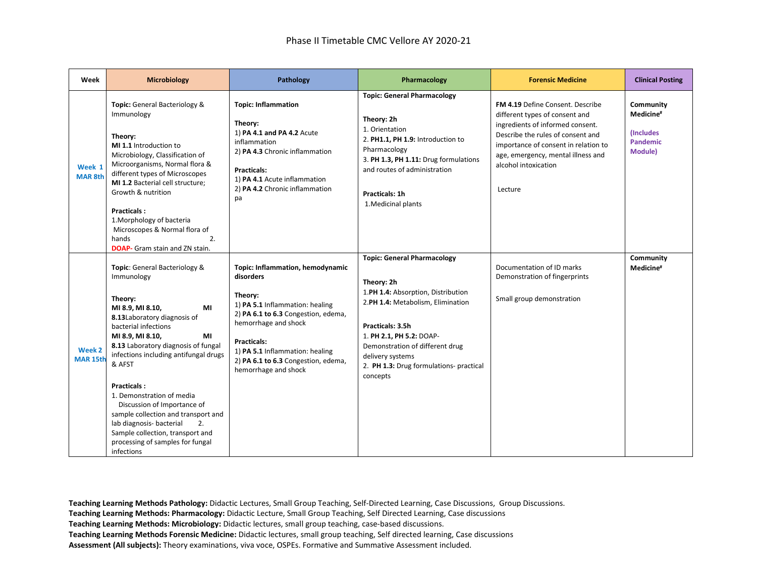# Phase II Timetable CMC Vellore AY 2020-21

| Week | Microbiology | Pathology | Pharmacology | Forensic Medicine | Clinical Posting |
|---|---|---|---|---|---|
| Week 1 MAR 8th | **Topic:** General Bacteriology & Immunology<br><br>**Theory:**<br>**MI 1.1** Introduction to Microbiology, Classification of Microorganisms, Normal flora & different types of Microscopes<br>**MI 1.2** Bacterial cell structure; Growth & nutrition<br><br>**Practicals :**<br>1.Morphology of bacteria Microscopes & Normal flora of hands 2. **DOAP**- Gram stain and ZN stain. | **Topic: Inflammation**<br><br>**Theory:**<br>1) **PA 4.1 and PA 4.2** Acute inflammation<br>2) **PA 4.3** Chronic inflammation<br><br>**Practicals:**<br>1) **PA 4.1** Acute inflammation<br>2) **PA 4.2** Chronic inflammation pa | **Topic: General Pharmacology**<br><br>**Theory: 2h**<br>1. Orientation<br>2. **PH1.1, PH 1.9:** Introduction to Pharmacology<br>3. **PH 1.3, PH 1.11:** Drug formulations and routes of administration<br><br>**Practicals: 1h**<br>1.Medicinal plants | **FM 4.19** Define Consent. Describe different types of consent and ingredients of informed consent. Describe the rules of consent and importance of consent in relation to age, emergency, mental illness and alcohol intoxication<br><br>Lecture | **Community Medicine#**<br><br>**(Includes Pandemic Module)** |
| Week 2 MAR 15th | **Topic**: General Bacteriology & Immunology<br><br>**Theory:**<br>**MI 8.9, MI 8.10, MI 8.13**Laboratory diagnosis of bacterial infections<br>**MI 8.9, MI 8.10, MI 8.13** Laboratory diagnosis of fungal infections including antifungal drugs & AFST<br><br>**Practicals :**<br>1. Demonstration of media Discussion of Importance of sample collection and transport and lab diagnosis- bacterial 2. Sample collection, transport and processing of samples for fungal infections | **Topic: Inflammation, hemodynamic disorders**<br><br>**Theory:**<br>1) **PA 5.1** Inflammation: healing<br>2) **PA 6.1 to 6.3** Congestion, edema, hemorrhage and shock<br><br>**Practicals:**<br>1) **PA 5.1** Inflammation: healing<br>2) **PA 6.1 to 6.3** Congestion, edema, hemorrhage and shock | **Topic: General Pharmacology**<br><br>**Theory: 2h**<br>1.**PH 1.4:** Absorption, Distribution<br>2.**PH 1.4:** Metabolism, Elimination<br><br>**Practicals: 3.5h**<br>1. **PH 2.1, PH 5.2:** DOAP- Demonstration of different drug delivery systems<br>2. **PH 1.3:** Drug formulations- practical concepts | Documentation of ID marks<br>Demonstration of fingerprints<br><br>Small group demonstration | **Community Medicine#** |

**Teaching Learning Methods Pathology:** Didactic Lectures, Small Group Teaching, Self-Directed Learning, Case Discussions, Group Discussions.
**Teaching Learning Methods: Pharmacology:** Didactic Lecture, Small Group Teaching, Self Directed Learning, Case discussions
**Teaching Learning Methods: Microbiology:** Didactic lectures, small group teaching, case-based discussions.
**Teaching Learning Methods Forensic Medicine:** Didactic lectures, small group teaching, Self directed learning, Case discussions
**Assessment (All subjects):** Theory examinations, viva voce, OSPEs. Formative and Summative Assessment included.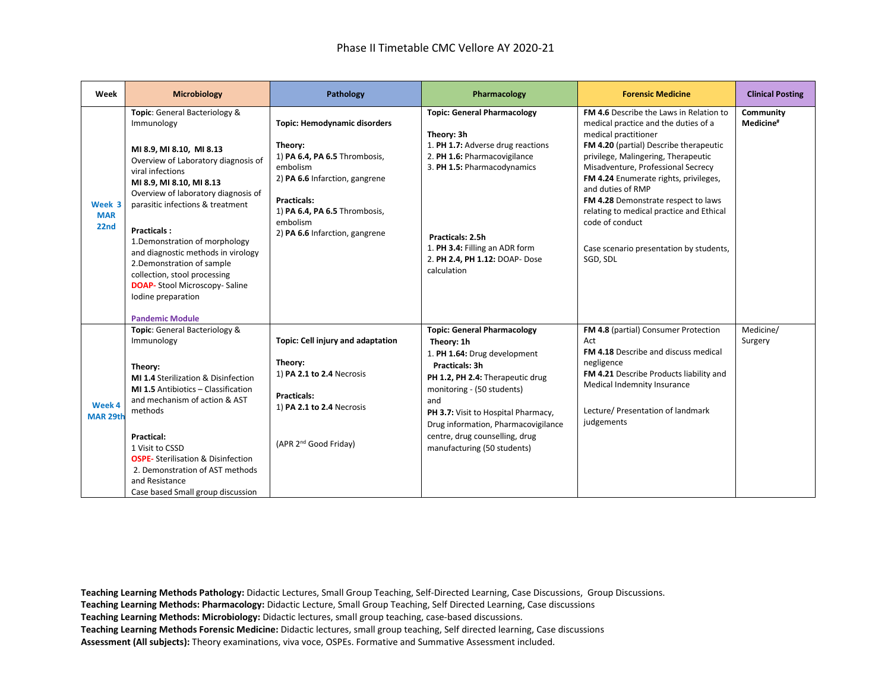# Phase II Timetable CMC Vellore AY 2020-21

| Week | Microbiology | Pathology | Pharmacology | Forensic Medicine | Clinical Posting |
|---|---|---|---|---|---|
| Week 3 MAR 22nd | **Topic**: General Bacteriology & Immunology<br><br>**MI 8.9, MI 8.10, MI 8.13** Overview of Laboratory diagnosis of viral infections<br>**MI 8.9, MI 8.10, MI 8.13** Overview of laboratory diagnosis of parasitic infections & treatment<br><br>**Practicals :**<br>1.Demonstration of morphology and diagnostic methods in virology<br>2.Demonstration of sample collection, stool processing<br>**DOAP-** Stool Microscopy- Saline Iodine preparation<br><br>**Pandemic Module** | **Topic: Hemodynamic disorders**<br><br>**Theory:**<br>1) **PA 6.4, PA 6.5** Thrombosis, embolism<br>2) **PA 6.6** Infarction, gangrene<br><br>**Practicals:**<br>1) **PA 6.4, PA 6.5** Thrombosis, embolism<br>2) **PA 6.6** Infarction, gangrene | **Topic: General Pharmacology**<br><br>**Theory: 3h**<br>1. **PH 1.7:** Adverse drug reactions<br>2. **PH 1.6:** Pharmacovigilance<br>3. **PH 1.5:** Pharmacodynamics<br><br>**Practicals: 2.5h**<br>1. **PH 3.4:** Filling an ADR form<br>2. **PH 2.4, PH 1.12:** DOAP- Dose calculation | **FM 4.6** Describe the Laws in Relation to medical practice and the duties of a medical practitioner<br>**FM 4.20** (partial) Describe therapeutic privilege, Malingering, Therapeutic Misadventure, Professional Secrecy<br>**FM 4.24** Enumerate rights, privileges, and duties of RMP<br>**FM 4.28** Demonstrate respect to laws relating to medical practice and Ethical code of conduct<br><br>Case scenario presentation by students, SGD, SDL | **Community Medicine#** |
| Week 4 MAR 29th | **Topic**: General Bacteriology & Immunology<br><br>**Theory:**<br>**MI 1.4** Sterilization & Disinfection<br>**MI 1.5** Antibiotics – Classification and mechanism of action & AST methods<br><br>**Practical:**<br>1 Visit to CSSD<br>**OSPE-** Sterilisation & Disinfection<br>2. Demonstration of AST methods and Resistance<br>Case based Small group discussion | **Topic: Cell injury and adaptation**<br><br>**Theory:**<br>1) **PA 2.1 to 2.4** Necrosis<br><br>**Practicals:**<br>1) **PA 2.1 to 2.4** Necrosis<br><br>(APR 2nd Good Friday) | **Topic: General Pharmacology**<br>**Theory: 1h**<br>1. **PH 1.64:** Drug development<br>**Practicals: 3h**<br>**PH 1.2, PH 2.4:** Therapeutic drug monitoring - (50 students)<br>and<br>**PH 3.7:** Visit to Hospital Pharmacy, Drug information, Pharmacovigilance centre, drug counselling, drug manufacturing (50 students) | **FM 4.8** (partial) Consumer Protection Act<br>**FM 4.18** Describe and discuss medical negligence<br>**FM 4.21** Describe Products liability and Medical Indemnity Insurance<br><br>Lecture/ Presentation of landmark judgements | Medicine/ Surgery |

**Teaching Learning Methods Pathology:** Didactic Lectures, Small Group Teaching, Self-Directed Learning, Case Discussions, Group Discussions.
**Teaching Learning Methods: Pharmacology:** Didactic Lecture, Small Group Teaching, Self Directed Learning, Case discussions
**Teaching Learning Methods: Microbiology:** Didactic lectures, small group teaching, case-based discussions.
**Teaching Learning Methods Forensic Medicine:** Didactic lectures, small group teaching, Self directed learning, Case discussions
**Assessment (All subjects):** Theory examinations, viva voce, OSPEs. Formative and Summative Assessment included.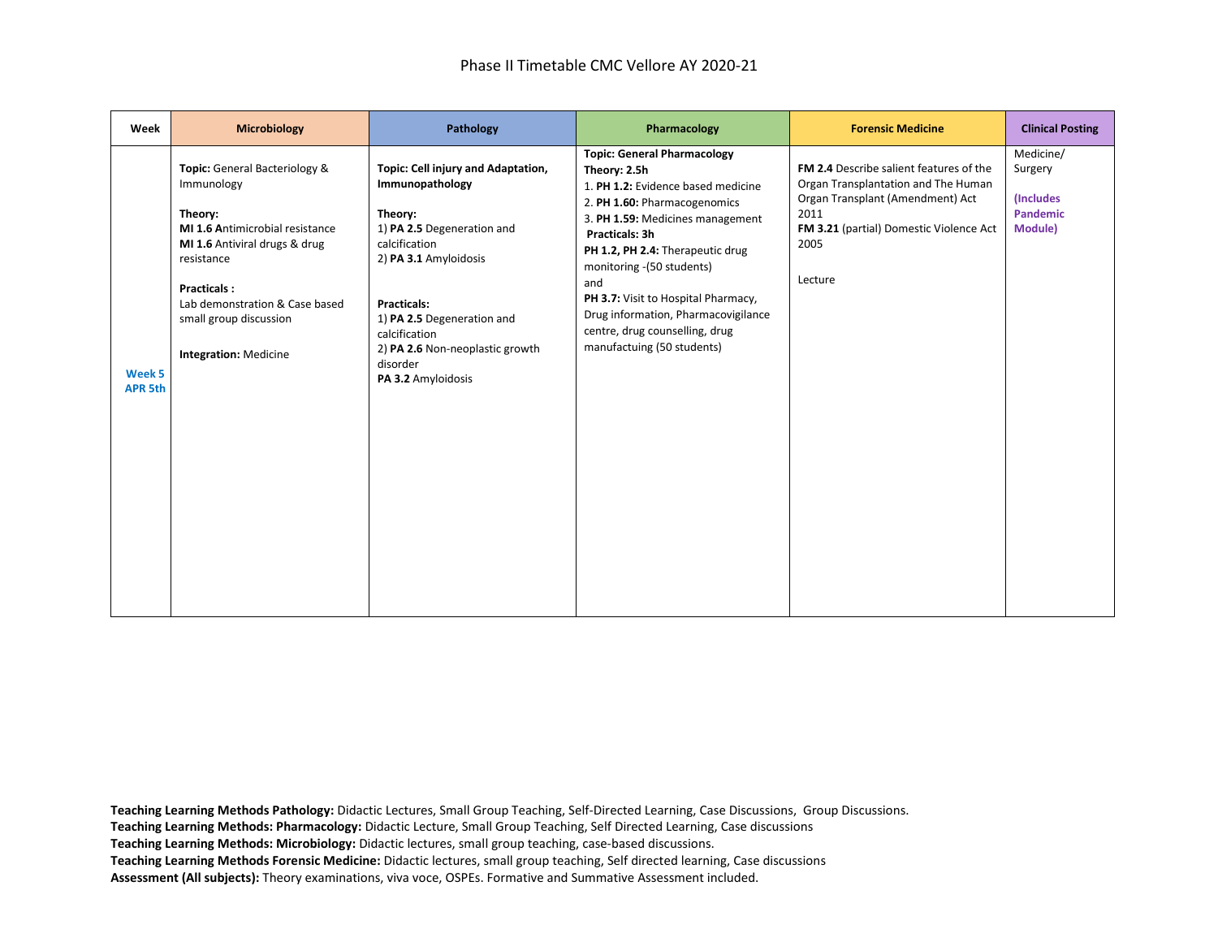Phase II Timetable CMC Vellore AY 2020-21

| Week | Microbiology | Pathology | Pharmacology | Forensic Medicine | Clinical Posting |
|---|---|---|---|---|---|
| **Week 5 APR 5th** | **Topic:** General Bacteriology & Immunology<br><br>**Theory:**<br>**MI 1.6 A**ntimicrobial resistance<br>**MI 1.6** Antiviral drugs & drug resistance<br><br>**Practicals :**<br>Lab demonstration & Case based small group discussion<br><br>**Integration:** Medicine | **Topic: Cell injury and Adaptation, Immunopathology**<br><br>**Theory:**<br>1) **PA 2.5** Degeneration and calcification<br>2) **PA 3.1** Amyloidosis<br><br>**Practicals:**<br>1) **PA 2.5** Degeneration and calcification<br>2) **PA 2.6** Non-neoplastic growth disorder<br>**PA 3.2** Amyloidosis | **Topic: General Pharmacology**<br>**Theory: 2.5h**<br>1. **PH 1.2:** Evidence based medicine<br>2. **PH 1.60:** Pharmacogenomics<br>3. **PH 1.59:** Medicines management<br>**Practicals: 3h**<br>**PH 1.2, PH 2.4:** Therapeutic drug monitoring -(50 students)<br>and<br>**PH 3.7:** Visit to Hospital Pharmacy, Drug information, Pharmacovigilance centre, drug counselling, drug manufactuing (50 students) | **FM 2.4** Describe salient features of the Organ Transplantation and The Human Organ Transplant (Amendment) Act 2011<br>**FM 3.21** (partial) Domestic Violence Act 2005<br><br>Lecture | Medicine/ Surgery<br><br>**(Includes Pandemic Module)** |

**Teaching Learning Methods Pathology:** Didactic Lectures, Small Group Teaching, Self-Directed Learning, Case Discussions, Group Discussions.
**Teaching Learning Methods: Pharmacology:** Didactic Lecture, Small Group Teaching, Self Directed Learning, Case discussions
**Teaching Learning Methods: Microbiology:** Didactic lectures, small group teaching, case-based discussions.
**Teaching Learning Methods Forensic Medicine:** Didactic lectures, small group teaching, Self directed learning, Case discussions
**Assessment (All subjects):** Theory examinations, viva voce, OSPEs. Formative and Summative Assessment included.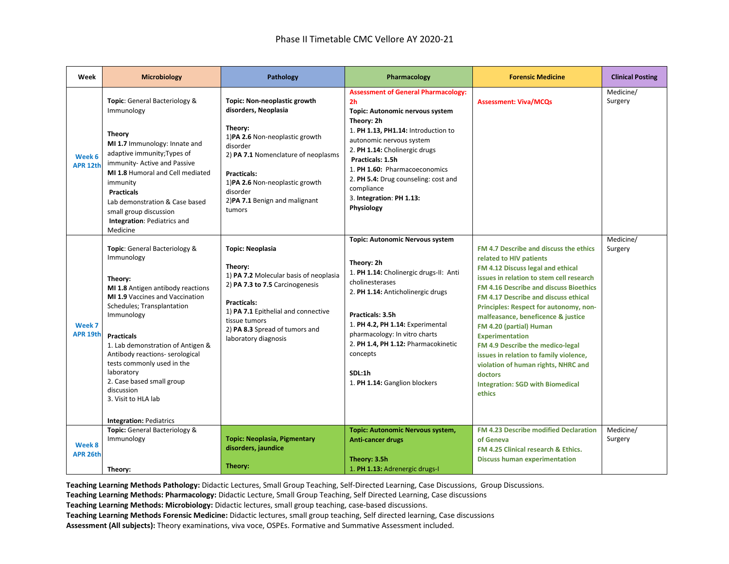# Phase II Timetable CMC Vellore AY 2020-21

| Week | Microbiology | Pathology | Pharmacology | Forensic Medicine | Clinical Posting |
|---|---|---|---|---|---|
| **Week 6 APR 12th** | **Topic**: General Bacteriology & Immunology<br><br>**Theory**<br>**MI 1.7** Immunology: Innate and adaptive immunity;Types of immunity- Active and Passive<br>**MI 1.8** Humoral and Cell mediated immunity<br>**Practicals**<br>Lab demonstration & Case based small group discussion<br>**Integration**: Pediatrics and Medicine | **Topic: Non-neoplastic growth disorders, Neoplasia**<br><br>**Theory:**<br>1)**PA 2.6** Non-neoplastic growth disorder<br>2) **PA 7.1** Nomenclature of neoplasms<br><br>**Practicals:**<br>1)**PA 2.6** Non-neoplastic growth disorder<br>2)**PA 7.1** Benign and malignant tumors | **Assessment of General Pharmacology: 2h**<br>**Topic: Autonomic nervous system**<br>**Theory: 2h**<br>1. **PH 1.13, PH1.14:** Introduction to autonomic nervous system<br>2. **PH 1.14:** Cholinergic drugs<br>**Practicals: 1.5h**<br>1. **PH 1.60:** Pharmacoeconomics<br>2. **PH 5.4:** Drug counseling: cost and compliance<br>3. **Integration**: **PH 1.13: Physiology** | **Assessment: Viva/MCQs** | Medicine/ Surgery |
| **Week 7 APR 19th** | **Topic**: General Bacteriology & Immunology<br><br>**Theory:**<br>**MI 1.8** Antigen antibody reactions<br>**MI 1.9** Vaccines and Vaccination Schedules; Transplantation Immunology<br><br>**Practicals**<br>1. Lab demonstration of Antigen & Antibody reactions- serological tests commonly used in the laboratory<br>2. Case based small group discussion<br>3. Visit to HLA lab<br><br>**Integration:** Pediatrics | **Topic: Neoplasia**<br><br>**Theory:**<br>1) **PA 7.2** Molecular basis of neoplasia<br>2) **PA 7.3 to 7.5** Carcinogenesis<br><br>**Practicals:**<br>1) **PA 7.1** Epithelial and connective tissue tumors<br>2) **PA 8.3** Spread of tumors and laboratory diagnosis | **Topic: Autonomic Nervous system**<br><br>**Theory: 2h**<br>1. **PH 1.14:** Cholinergic drugs-II: Anti cholinesterases<br>2. **PH 1.14:** Anticholinergic drugs<br><br>**Practicals: 3.5h**<br>1. **PH 4.2, PH 1.14:** Experimental pharmacology: In vitro charts<br>2. **PH 1.4, PH 1.12:** Pharmacokinetic concepts<br><br>**SDL:1h**<br>1. **PH 1.14:** Ganglion blockers | **FM 4.7 Describe and discuss the ethics related to HIV patients**<br>**FM 4.12 Discuss legal and ethical issues in relation to stem cell research**<br>**FM 4.16 Describe and discuss Bioethics**<br>**FM 4.17 Describe and discuss ethical Principles: Respect for autonomy, non-malfeasance, beneficence & justice**<br>**FM 4.20 (partial) Human Experimentation**<br>**FM 4.9 Describe the medico-legal issues in relation to family violence, violation of human rights, NHRC and doctors**<br>**Integration: SGD with Biomedical ethics** | Medicine/ Surgery |
| **Week 8 APR 26th** | **Topic:** General Bacteriology & Immunology<br><br>**Theory:** | **Topic: Neoplasia, Pigmentary disorders, jaundice**<br><br>**Theory:** | **Topic: Autonomic Nervous system, Anti-cancer drugs**<br><br>**Theory: 3.5h**<br>1. **PH 1.13:** Adrenergic drugs-I | **FM 4.23 Describe modified Declaration of Geneva**<br>**FM 4.25 Clinical research & Ethics. Discuss human experimentation** | Medicine/ Surgery |

**Teaching Learning Methods Pathology:** Didactic Lectures, Small Group Teaching, Self-Directed Learning, Case Discussions, Group Discussions.
**Teaching Learning Methods: Pharmacology:** Didactic Lecture, Small Group Teaching, Self Directed Learning, Case discussions
**Teaching Learning Methods: Microbiology:** Didactic lectures, small group teaching, case-based discussions.
**Teaching Learning Methods Forensic Medicine:** Didactic lectures, small group teaching, Self directed learning, Case discussions
**Assessment (All subjects):** Theory examinations, viva voce, OSPEs. Formative and Summative Assessment included.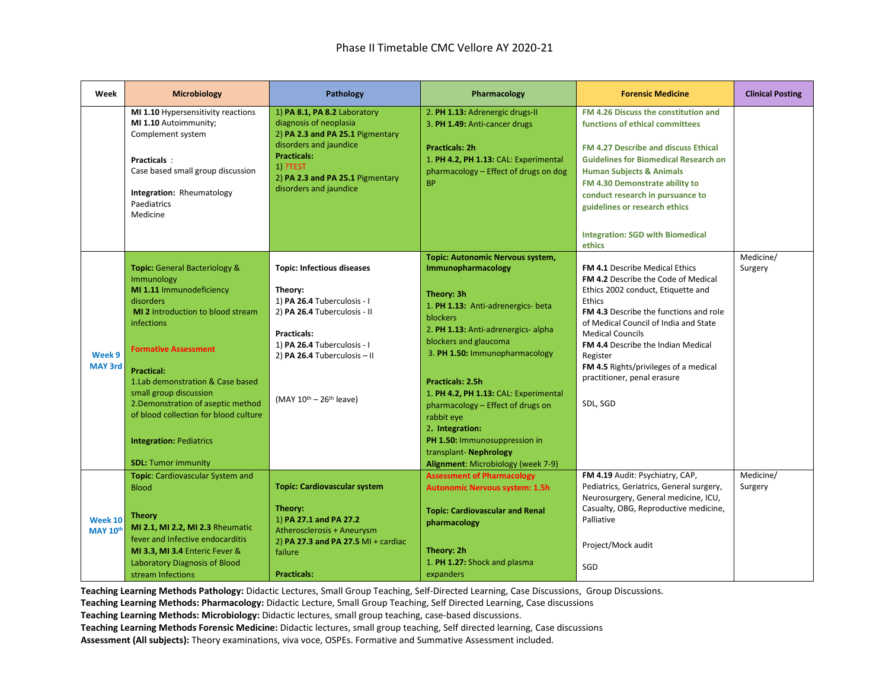# Phase II Timetable CMC Vellore AY 2020-21

| Week | Microbiology | Pathology | Pharmacology | Forensic Medicine | Clinical Posting |
|---|---|---|---|---|---|
| | **MI 1.10** Hypersensitivity reactions<br>**MI 1.10** Autoimmunity; Complement system<br><br>**Practicals** :<br>Case based small group discussion<br><br>**Integration:** Rheumatology<br>Paediatrics<br>Medicine | 1) **PA 8.1, PA 8.2** Laboratory diagnosis of neoplasia<br>2) **PA 2.3 and PA 25.1** Pigmentary disorders and jaundice<br>**Practicals:**<br>1) ?TEST<br>2) **PA 2.3 and PA 25.1** Pigmentary disorders and jaundice | 2. **PH 1.13:** Adrenergic drugs-II<br>3. **PH 1.49:** Anti-cancer drugs<br><br>**Practicals: 2h**<br>1. **PH 4.2, PH 1.13:** CAL: Experimental pharmacology – Effect of drugs on dog BP | **FM 4.26 Discuss the constitution and functions of ethical committees**<br><br>**FM 4.27 Describe and discuss Ethical Guidelines for Biomedical Research on Human Subjects & Animals**<br>**FM 4.30 Demonstrate ability to conduct research in pursuance to guidelines or research ethics**<br><br>**Integration: SGD with Biomedical ethics** | |
| **Week 9 MAY 3rd** | **Topic:** General Bacteriology & Immunology<br>**MI 1.11** Immunodeficiency disorders<br>**MI 2** Introduction to blood stream infections<br><br>**Formative Assessment**<br><br>**Practical:**<br>1.Lab demonstration & Case based small group discussion<br>2.Demonstration of aseptic method of blood collection for blood culture<br><br>**Integration:** Pediatrics<br><br>**SDL:** Tumor immunity | **Topic: Infectious diseases**<br><br>**Theory:**<br>1) **PA 26.4** Tuberculosis - I<br>2) **PA 26.4** Tuberculosis - II<br><br>**Practicals:**<br>1) **PA 26.4** Tuberculosis - I<br>2) **PA 26.4** Tuberculosis – II<br><br>(MAY 10th – 26th leave) | **Topic: Autonomic Nervous system, Immunopharmacology**<br><br>**Theory: 3h**<br>1. **PH 1.13:** Anti-adrenergics- beta blockers<br>2. **PH 1.13:** Anti-adrenergics- alpha blockers and glaucoma<br>3. **PH 1.50:** Immunopharmacology<br><br>**Practicals: 2.5h**<br>1. **PH 4.2, PH 1.13:** CAL: Experimental pharmacology – Effect of drugs on rabbit eye<br>2. **Integration:**<br>**PH 1.50:** Immunosuppression in transplant- **Nephrology**<br>**Alignment**: Microbiology (week 7-9) | **FM 4.1** Describe Medical Ethics<br>**FM 4.2** Describe the Code of Medical Ethics 2002 conduct, Etiquette and Ethics<br>**FM 4.3** Describe the functions and role of Medical Council of India and State Medical Councils<br>**FM 4.4** Describe the Indian Medical Register<br>**FM 4.5** Rights/privileges of a medical practitioner, penal erasure<br><br>SDL, SGD | Medicine/ Surgery |
| **Week 10 MAY 10th** | **Topic**: Cardiovascular System and Blood<br><br>**Theory**<br>**MI 2.1, MI 2.2, MI 2.3** Rheumatic fever and Infective endocarditis<br>**MI 3.3, MI 3.4** Enteric Fever & Laboratory Diagnosis of Blood stream Infections | **Topic: Cardiovascular system**<br><br>**Theory:**<br>1) **PA 27.1 and PA 27.2** Atherosclerosis + Aneurysm<br>2) **PA 27.3 and PA 27.5** MI + cardiac failure<br><br>**Practicals:** | **Assessment of Pharmacology**<br>**Autonomic Nervous system: 1.5h**<br><br>**Topic: Cardiovascular and Renal pharmacology**<br><br>**Theory: 2h**<br>1. **PH 1.27:** Shock and plasma expanders | **FM 4.19** Audit: Psychiatry, CAP, Pediatrics, Geriatrics, General surgery, Neurosurgery, General medicine, ICU, Casualty, OBG, Reproductive medicine, Palliative<br><br>Project/Mock audit<br><br>SGD | Medicine/ Surgery |

**Teaching Learning Methods Pathology:** Didactic Lectures, Small Group Teaching, Self-Directed Learning, Case Discussions, Group Discussions.
**Teaching Learning Methods: Pharmacology:** Didactic Lecture, Small Group Teaching, Self Directed Learning, Case discussions
**Teaching Learning Methods: Microbiology:** Didactic lectures, small group teaching, case-based discussions.
**Teaching Learning Methods Forensic Medicine:** Didactic lectures, small group teaching, Self directed learning, Case discussions
**Assessment (All subjects):** Theory examinations, viva voce, OSPEs. Formative and Summative Assessment included.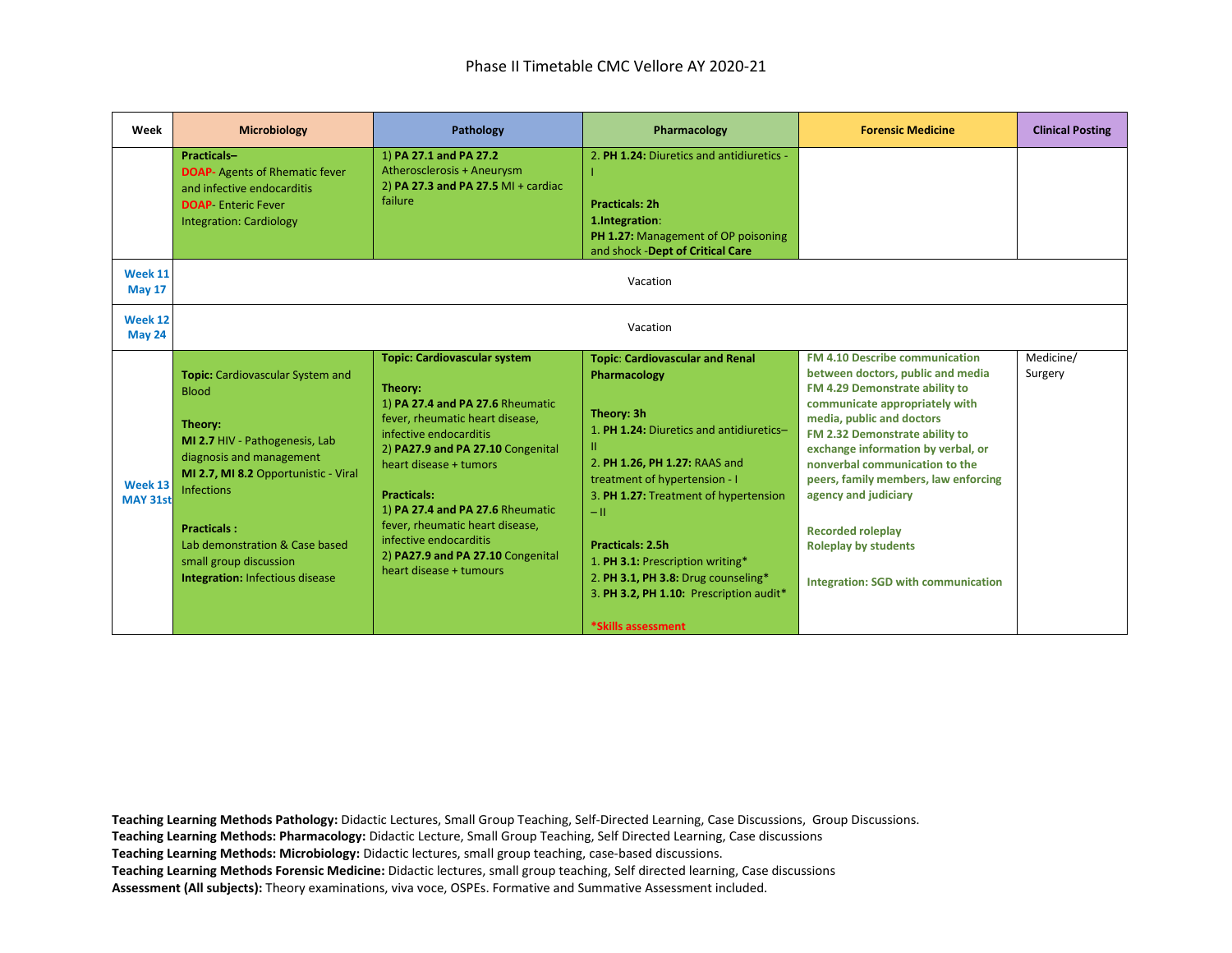# Phase II Timetable CMC Vellore AY 2020-21

| Week | Microbiology | Pathology | Pharmacology | Forensic Medicine | Clinical Posting |
|---|---|---|---|---|---|
| | **Practicals–**<br>**DOAP-** Agents of Rhematic fever and infective endocarditis<br>**DOAP-** Enteric Fever<br>Integration: Cardiology | 1) **PA 27.1 and PA 27.2** Atherosclerosis + Aneurysm<br>2) **PA 27.3 and PA 27.5** MI + cardiac failure | 2. **PH 1.24:** Diuretics and antidiuretics - I<br><br>**Practicals: 2h**<br>**1.Integration**:<br>**PH 1.27:** Management of OP poisoning and shock -**Dept of Critical Care** | | |
| **Week 11 May 17** | Vacation | | | | |
| **Week 12 May 24** | Vacation | | | | |
| **Week 13 MAY 31st** | **Topic:** Cardiovascular System and Blood<br><br>**Theory:**<br>**MI 2.7** HIV - Pathogenesis, Lab diagnosis and management<br>**MI 2.7, MI 8.2** Opportunistic - Viral Infections<br><br>**Practicals :**<br>Lab demonstration & Case based small group discussion<br>**Integration:** Infectious disease | **Topic: Cardiovascular system**<br><br>**Theory:**<br>1) **PA 27.4 and PA 27.6** Rheumatic fever, rheumatic heart disease, infective endocarditis<br>2) **PA27.9 and PA 27.10** Congenital heart disease + tumors<br><br>**Practicals:**<br>1) **PA 27.4 and PA 27.6** Rheumatic fever, rheumatic heart disease, infective endocarditis<br>2) **PA27.9 and PA 27.10** Congenital heart disease + tumours | **Topic**: **Cardiovascular and Renal Pharmacology**<br><br>**Theory: 3h**<br>1. **PH 1.24:** Diuretics and antidiuretics– II<br>2. **PH 1.26, PH 1.27:** RAAS and treatment of hypertension - I<br>3. **PH 1.27:** Treatment of hypertension – II<br><br>**Practicals: 2.5h**<br>1. **PH 3.1:** Prescription writing*<br>2. **PH 3.1, PH 3.8:** Drug counseling*<br>3. **PH 3.2, PH 1.10:** Prescription audit*<br><br>***Skills assessment** | **FM 4.10 Describe communication between doctors, public and media**<br>**FM 4.29 Demonstrate ability to communicate appropriately with media, public and doctors**<br>**FM 2.32 Demonstrate ability to exchange information by verbal, or nonverbal communication to the peers, family members, law enforcing agency and judiciary**<br><br>**Recorded roleplay**<br>**Roleplay by students**<br><br>**Integration: SGD with communication** | Medicine/ Surgery |

**Teaching Learning Methods Pathology:** Didactic Lectures, Small Group Teaching, Self-Directed Learning, Case Discussions, Group Discussions.
**Teaching Learning Methods: Pharmacology:** Didactic Lecture, Small Group Teaching, Self Directed Learning, Case discussions
**Teaching Learning Methods: Microbiology:** Didactic lectures, small group teaching, case-based discussions.
**Teaching Learning Methods Forensic Medicine:** Didactic lectures, small group teaching, Self directed learning, Case discussions
**Assessment (All subjects):** Theory examinations, viva voce, OSPEs. Formative and Summative Assessment included.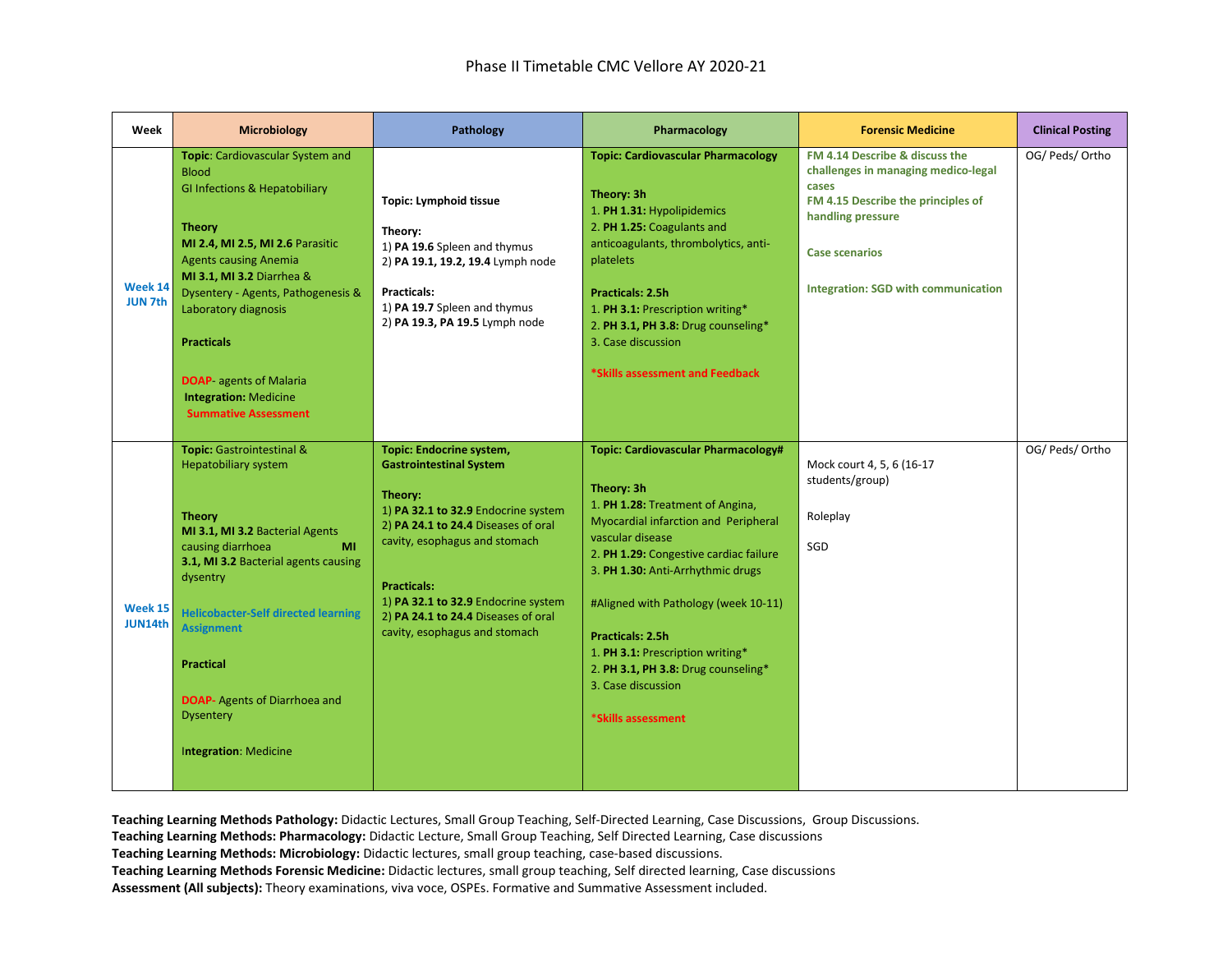# Phase II Timetable CMC Vellore AY 2020-21

| Week | Microbiology | Pathology | Pharmacology | Forensic Medicine | Clinical Posting |
|---|---|---|---|---|---|
| **Week 14 JUN 7th** | **Topic**: Cardiovascular System and Blood<br>GI Infections & Hepatobiliary<br><br>**Theory**<br>**MI 2.4, MI 2.5, MI 2.6** Parasitic Agents causing Anemia<br>**MI 3.1, MI 3.2** Diarrhea & Dysentery - Agents, Pathogenesis & Laboratory diagnosis<br><br>**Practicals**<br><br>**DOAP**- agents of Malaria<br>**Integration:** Medicine<br>**Summative Assessment** | **Topic: Lymphoid tissue**<br><br>**Theory:**<br>1) **PA 19.6** Spleen and thymus<br>2) **PA 19.1, 19.2, 19.4** Lymph node<br><br>**Practicals:**<br>1) **PA 19.7** Spleen and thymus<br>2) **PA 19.3, PA 19.5** Lymph node | **Topic: Cardiovascular Pharmacology**<br><br>**Theory: 3h**<br>1. **PH 1.31:** Hypolipidemics<br>2. **PH 1.25:** Coagulants and anticoagulants, thrombolytics, anti-platelets<br><br>**Practicals: 2.5h**<br>1. **PH 3.1:** Prescription writing*<br>2. **PH 3.1, PH 3.8:** Drug counseling*<br>3. Case discussion<br><br>***Skills assessment and Feedback** | **FM 4.14 Describe & discuss the challenges in managing medico-legal cases**<br>**FM 4.15 Describe the principles of handling pressure**<br><br>**Case scenarios**<br><br>**Integration: SGD with communication** | OG/ Peds/ Ortho |
| **Week 15 JUN14th** | **Topic:** Gastrointestinal & Hepatobiliary system<br><br>**Theory**<br>**MI 3.1, MI 3.2** Bacterial Agents causing diarrhoea **MI 3.1, MI 3.2** Bacterial agents causing dysentry<br><br>**Helicobacter-Self directed learning Assignment**<br><br>**Practical**<br><br>**DOAP**- Agents of Diarrhoea and Dysentery<br><br>**Integration**: Medicine | **Topic: Endocrine system, Gastrointestinal System**<br><br>**Theory:**<br>1) **PA 32.1 to 32.9** Endocrine system<br>2) **PA 24.1 to 24.4** Diseases of oral cavity, esophagus and stomach<br><br>**Practicals:**<br>1) **PA 32.1 to 32.9** Endocrine system<br>2) **PA 24.1 to 24.4** Diseases of oral cavity, esophagus and stomach | **Topic: Cardiovascular Pharmacology#**<br><br>**Theory: 3h**<br>1. **PH 1.28:** Treatment of Angina, Myocardial infarction and Peripheral vascular disease<br>2. **PH 1.29:** Congestive cardiac failure<br>3. **PH 1.30:** Anti-Arrhythmic drugs<br><br>#Aligned with Pathology (week 10-11)<br><br>**Practicals: 2.5h**<br>1. **PH 3.1:** Prescription writing*<br>2. **PH 3.1, PH 3.8:** Drug counseling*<br>3. Case discussion<br><br>***Skills assessment** | Mock court 4, 5, 6 (16-17 students/group)<br><br>Roleplay<br><br>SGD | OG/ Peds/ Ortho |

**Teaching Learning Methods Pathology:** Didactic Lectures, Small Group Teaching, Self-Directed Learning, Case Discussions, Group Discussions.
**Teaching Learning Methods: Pharmacology:** Didactic Lecture, Small Group Teaching, Self Directed Learning, Case discussions
**Teaching Learning Methods: Microbiology:** Didactic lectures, small group teaching, case-based discussions.
**Teaching Learning Methods Forensic Medicine:** Didactic lectures, small group teaching, Self directed learning, Case discussions
**Assessment (All subjects):** Theory examinations, viva voce, OSPEs. Formative and Summative Assessment included.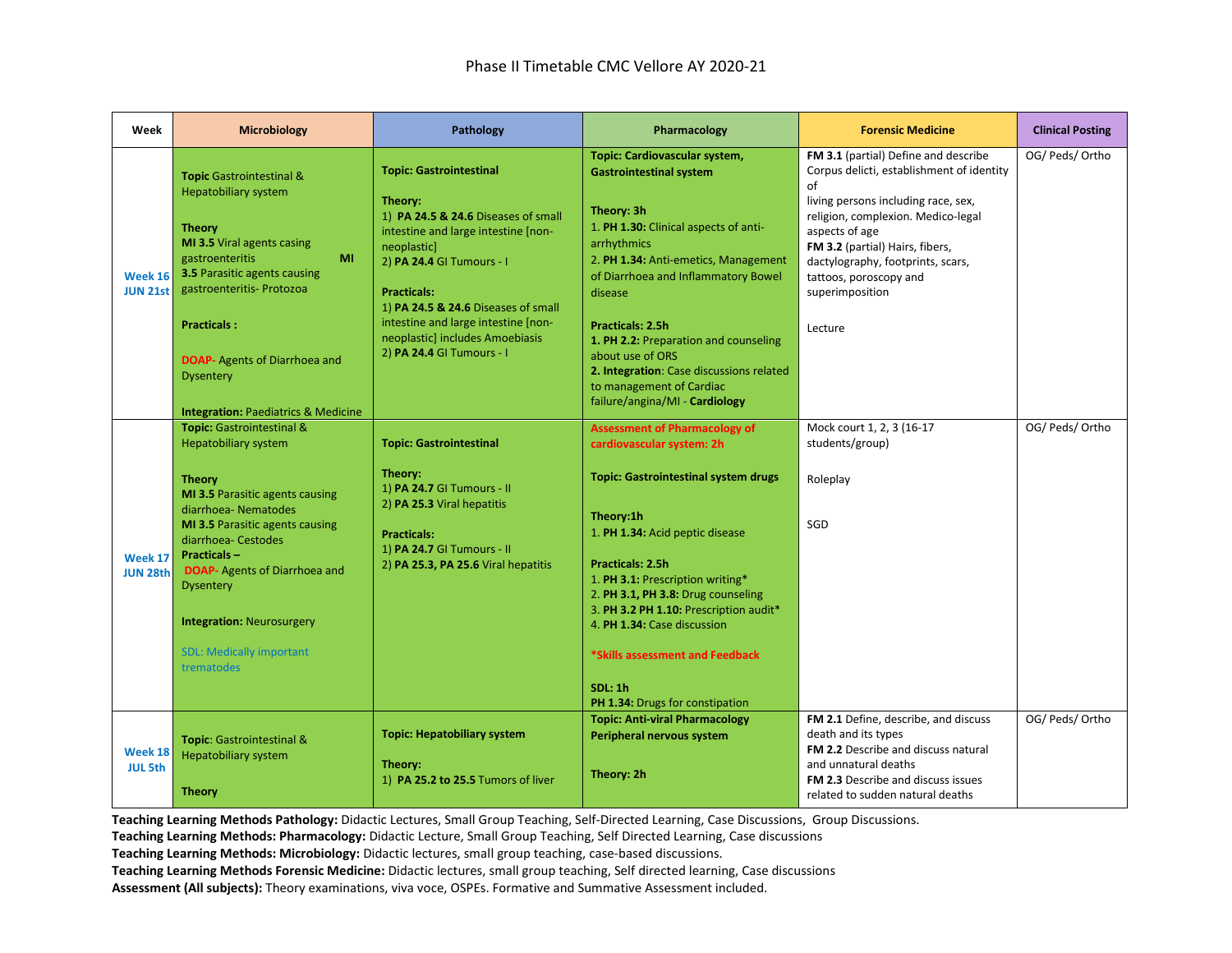# Phase II Timetable CMC Vellore AY 2020-21

| Week | Microbiology | Pathology | Pharmacology | Forensic Medicine | Clinical Posting |
|---|---|---|---|---|---|
| **Week 16 JUN 21st** | **Topic** Gastrointestinal & Hepatobiliary system<br><br>**Theory**<br>**MI 3.5** Viral agents casing gastroenteritis **MI 3.5** Parasitic agents causing gastroenteritis- Protozoa<br><br>**Practicals :**<br><br>**DOAP**- Agents of Diarrhoea and Dysentery<br><br>**Integration:** Paediatrics & Medicine | **Topic: Gastrointestinal**<br><br>**Theory:**<br>1) **PA 24.5 & 24.6** Diseases of small intestine and large intestine [non-neoplastic]<br>2) **PA 24.4** GI Tumours - I<br><br>**Practicals:**<br>1) **PA 24.5 & 24.6** Diseases of small intestine and large intestine [non-neoplastic] includes Amoebiasis<br>2) **PA 24.4** GI Tumours - I | **Topic: Cardiovascular system, Gastrointestinal system**<br><br>**Theory: 3h**<br>1. **PH 1.30:** Clinical aspects of anti-arrhythmics<br>2. **PH 1.34:** Anti-emetics, Management of Diarrhoea and Inflammatory Bowel disease<br><br>**Practicals: 2.5h**<br>**1. PH 2.2:** Preparation and counseling about use of ORS<br>**2. Integration**: Case discussions related to management of Cardiac failure/angina/MI - **Cardiology** | **FM 3.1** (partial) Define and describe Corpus delicti, establishment of identity of living persons including race, sex, religion, complexion. Medico-legal aspects of age<br>**FM 3.2** (partial) Hairs, fibers, dactylography, footprints, scars, tattoos, poroscopy and superimposition<br><br>Lecture | OG/ Peds/ Ortho |
| **Week 17 JUN 28th** | **Topic:** Gastrointestinal & Hepatobiliary system<br><br>**Theory**<br>**MI 3.5** Parasitic agents causing diarrhoea- Nematodes<br>**MI 3.5** Parasitic agents causing diarrhoea- Cestodes<br>**Practicals –**<br>**DOAP**- Agents of Diarrhoea and Dysentery<br><br>**Integration:** Neurosurgery<br><br>SDL: Medically important trematodes | **Topic: Gastrointestinal**<br><br>**Theory:**<br>1) **PA 24.7** GI Tumours - II<br>2) **PA 25.3** Viral hepatitis<br><br>**Practicals:**<br>1) **PA 24.7** GI Tumours - II<br>2) **PA 25.3, PA 25.6** Viral hepatitis | **Assessment of Pharmacology of cardiovascular system: 2h**<br><br>**Topic: Gastrointestinal system drugs**<br><br>**Theory:1h**<br>1. **PH 1.34:** Acid peptic disease<br><br>**Practicals: 2.5h**<br>1. **PH 3.1:** Prescription writing*<br>2. **PH 3.1, PH 3.8:** Drug counseling<br>3. **PH 3.2 PH 1.10:** Prescription audit*<br>4. **PH 1.34:** Case discussion<br><br>***Skills assessment and Feedback**<br><br>**SDL: 1h**<br>**PH 1.34:** Drugs for constipation | Mock court 1, 2, 3 (16-17 students/group)<br><br>Roleplay<br><br>SGD | OG/ Peds/ Ortho |
| **Week 18 JUL 5th** | **Topic**: Gastrointestinal & Hepatobiliary system<br><br>**Theory** | **Topic: Hepatobiliary system**<br><br>**Theory:**<br>1) **PA 25.2 to 25.5** Tumors of liver | **Topic: Anti-viral Pharmacology Peripheral nervous system**<br><br>**Theory: 2h** | **FM 2.1** Define, describe, and discuss death and its types<br>**FM 2.2** Describe and discuss natural and unnatural deaths<br>**FM 2.3** Describe and discuss issues related to sudden natural deaths | OG/ Peds/ Ortho |

**Teaching Learning Methods Pathology:** Didactic Lectures, Small Group Teaching, Self-Directed Learning, Case Discussions, Group Discussions.
**Teaching Learning Methods: Pharmacology:** Didactic Lecture, Small Group Teaching, Self Directed Learning, Case discussions
**Teaching Learning Methods: Microbiology:** Didactic lectures, small group teaching, case-based discussions.
**Teaching Learning Methods Forensic Medicine:** Didactic lectures, small group teaching, Self directed learning, Case discussions
**Assessment (All subjects):** Theory examinations, viva voce, OSPEs. Formative and Summative Assessment included.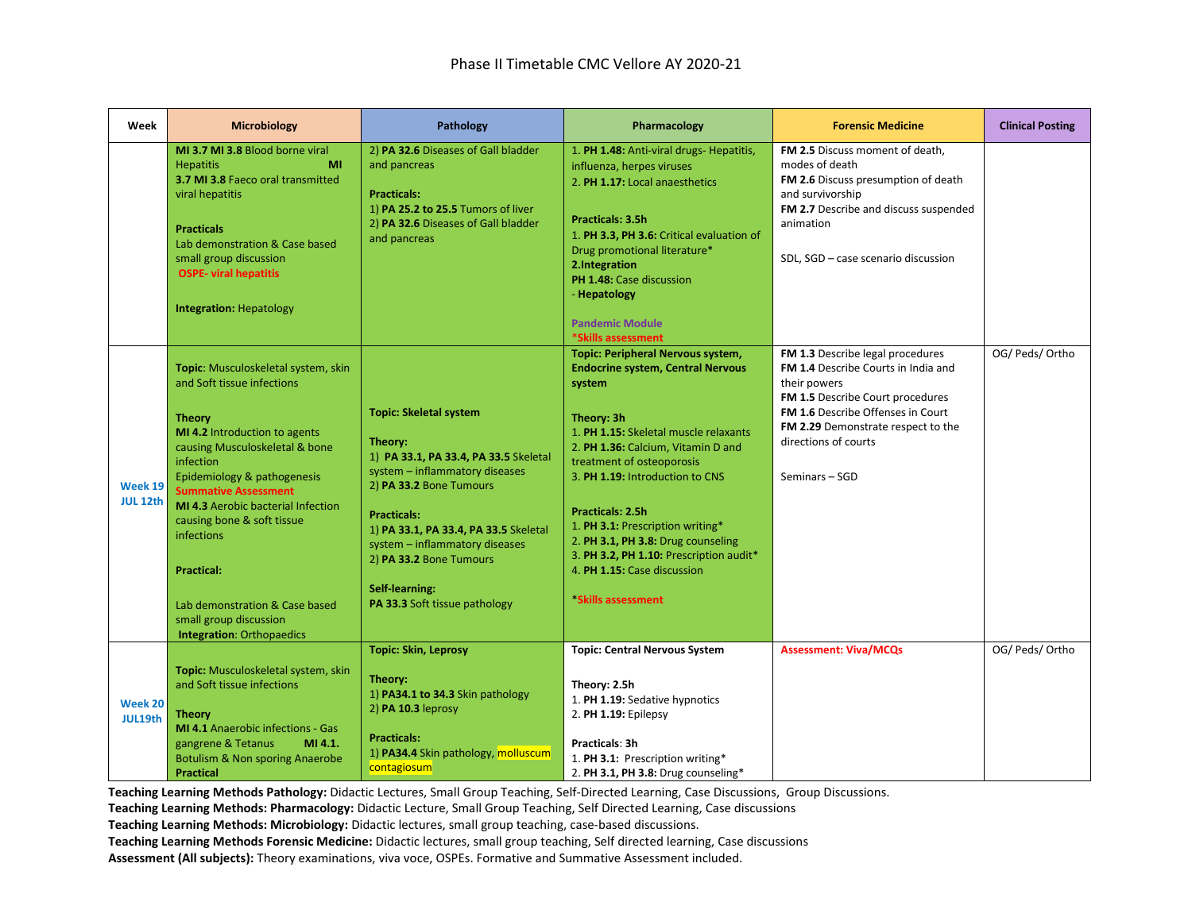# Phase II Timetable CMC Vellore AY 2020-21

| Week | Microbiology | Pathology | Pharmacology | Forensic Medicine | Clinical Posting |
|---|---|---|---|---|---|
| | **MI 3.7 MI 3.8** Blood borne viral Hepatitis **MI 3.7 MI 3.8** Faeco oral transmitted viral hepatitis<br><br>**Practicals**<br>Lab demonstration & Case based small group discussion<br>**OSPE- viral hepatitis**<br><br>**Integration:** Hepatology | 2) **PA 32.6** Diseases of Gall bladder and pancreas<br><br>**Practicals:**<br>1) **PA 25.2 to 25.5** Tumors of liver<br>2) **PA 32.6** Diseases of Gall bladder and pancreas | 1. **PH 1.48:** Anti-viral drugs- Hepatitis, influenza, herpes viruses<br>2. **PH 1.17:** Local anaesthetics<br><br>**Practicals: 3.5h**<br>1. **PH 3.3, PH 3.6:** Critical evaluation of Drug promotional literature*<br>**2.Integration**<br>**PH 1.48:** Case discussion<br>- **Hepatology**<br><br>**Pandemic Module**<br>***Skills assessment** | **FM 2.5** Discuss moment of death, modes of death<br>**FM 2.6** Discuss presumption of death and survivorship<br>**FM 2.7** Describe and discuss suspended animation<br><br>SDL, SGD – case scenario discussion | |
| **Week 19 JUL 12th** | **Topic**: Musculoskeletal system, skin and Soft tissue infections<br><br>**Theory**<br>**MI 4.2** Introduction to agents causing Musculoskeletal & bone infection<br>Epidemiology & pathogenesis<br>**Summative Assessment**<br>**MI 4.3** Aerobic bacterial Infection causing bone & soft tissue infections<br><br>**Practical:**<br><br>Lab demonstration & Case based small group discussion<br>**Integration**: Orthopaedics | **Topic: Skeletal system**<br><br>**Theory:**<br>1) **PA 33.1, PA 33.4, PA 33.5** Skeletal system – inflammatory diseases<br>2) **PA 33.2** Bone Tumours<br><br>**Practicals:**<br>1) **PA 33.1, PA 33.4, PA 33.5** Skeletal system – inflammatory diseases<br>2) **PA 33.2** Bone Tumours<br><br>**Self-learning:**<br>**PA 33.3** Soft tissue pathology | **Topic: Peripheral Nervous system, Endocrine system, Central Nervous system**<br><br>**Theory: 3h**<br>1. **PH 1.15:** Skeletal muscle relaxants<br>2. **PH 1.36:** Calcium, Vitamin D and treatment of osteoporosis<br>3. **PH 1.19:** Introduction to CNS<br><br>**Practicals: 2.5h**<br>1. **PH 3.1:** Prescription writing*<br>2. **PH 3.1, PH 3.8:** Drug counseling<br>3. **PH 3.2, PH 1.10:** Prescription audit*<br>4. **PH 1.15:** Case discussion<br><br>***Skills assessment** | **FM 1.3** Describe legal procedures<br>**FM 1.4** Describe Courts in India and their powers<br>**FM 1.5** Describe Court procedures<br>**FM 1.6** Describe Offenses in Court<br>**FM 2.29** Demonstrate respect to the directions of courts<br><br>Seminars – SGD | OG/ Peds/ Ortho |
| **Week 20 JUL19th** | **Topic:** Musculoskeletal system, skin and Soft tissue infections<br><br>**Theory**<br>**MI 4.1** Anaerobic infections - Gas gangrene & Tetanus **MI 4.1.** Botulism & Non sporing Anaerobe<br>**Practical** | **Topic: Skin, Leprosy**<br><br>**Theory:**<br>1) **PA34.1 to 34.3** Skin pathology<br>2) **PA 10.3** leprosy<br><br>**Practicals:**<br>1) **PA34.4** Skin pathology, molluscum contagiosum | **Topic: Central Nervous System**<br><br>**Theory: 2.5h**<br>1. **PH 1.19:** Sedative hypnotics<br>2. **PH 1.19:** Epilepsy<br><br>**Practicals**: **3h**<br>1. **PH 3.1:** Prescription writing*<br>2. **PH 3.1, PH 3.8:** Drug counseling* | **Assessment: Viva/MCQs** | OG/ Peds/ Ortho |

**Teaching Learning Methods Pathology:** Didactic Lectures, Small Group Teaching, Self-Directed Learning, Case Discussions, Group Discussions.
**Teaching Learning Methods: Pharmacology:** Didactic Lecture, Small Group Teaching, Self Directed Learning, Case discussions
**Teaching Learning Methods: Microbiology:** Didactic lectures, small group teaching, case-based discussions.
**Teaching Learning Methods Forensic Medicine:** Didactic lectures, small group teaching, Self directed learning, Case discussions
**Assessment (All subjects):** Theory examinations, viva voce, OSPEs. Formative and Summative Assessment included.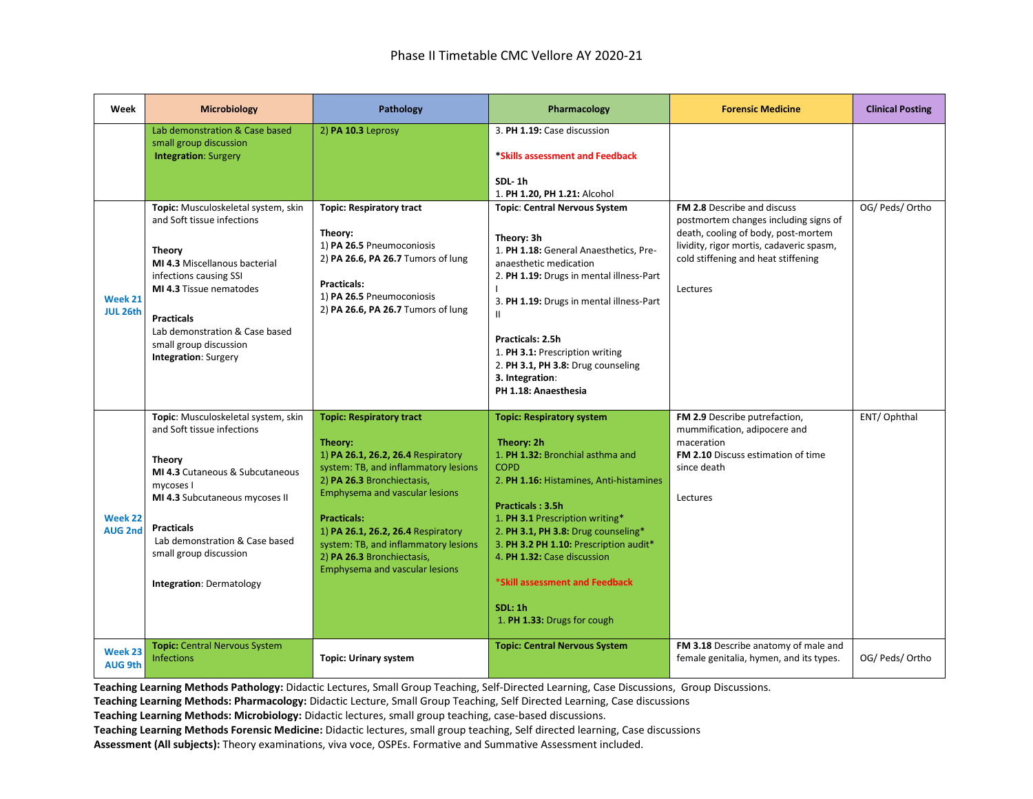# Phase II Timetable CMC Vellore AY 2020-21

| Week | Microbiology | Pathology | Pharmacology | Forensic Medicine | Clinical Posting |
|---|---|---|---|---|---|
| | Lab demonstration & Case based small group discussion<br>**Integration**: Surgery | 2) **PA 10.3** Leprosy | 3. **PH 1.19:** Case discussion<br><br>***Skills assessment and Feedback**<br><br>**SDL- 1h**<br>1. **PH 1.20, PH 1.21:** Alcohol | | |
| **Week 21 JUL 26th** | **Topic:** Musculoskeletal system, skin and Soft tissue infections<br><br>**Theory**<br>**MI 4.3** Miscellanous bacterial infections causing SSI<br>**MI 4.3** Tissue nematodes<br><br>**Practicals**<br>Lab demonstration & Case based small group discussion<br>**Integration**: Surgery | **Topic: Respiratory tract**<br><br>**Theory:**<br>1) **PA 26.5** Pneumoconiosis<br>2) **PA 26.6, PA 26.7** Tumors of lung<br><br>**Practicals:**<br>1) **PA 26.5** Pneumoconiosis<br>2) **PA 26.6, PA 26.7** Tumors of lung | **Topic**: **Central Nervous System**<br><br>**Theory: 3h**<br>1. **PH 1.18:** General Anaesthetics, Pre-anaesthetic medication<br>2. **PH 1.19:** Drugs in mental illness-Part I<br>3. **PH 1.19:** Drugs in mental illness-Part II<br><br>**Practicals: 2.5h**<br>1. **PH 3.1:** Prescription writing<br>2. **PH 3.1, PH 3.8:** Drug counseling<br>**3. Integration**:<br>**PH 1.18: Anaesthesia** | **FM 2.8** Describe and discuss postmortem changes including signs of death, cooling of body, post-mortem lividity, rigor mortis, cadaveric spasm, cold stiffening and heat stiffening<br><br>Lectures | OG/ Peds/ Ortho |
| **Week 22 AUG 2nd** | **Topic**: Musculoskeletal system, skin and Soft tissue infections<br><br>**Theory**<br>**MI 4.3** Cutaneous & Subcutaneous mycoses I<br>**MI 4.3** Subcutaneous mycoses II<br><br>**Practicals**<br>Lab demonstration & Case based small group discussion<br><br>**Integration**: Dermatology | **Topic: Respiratory tract**<br><br>**Theory:**<br>1) **PA 26.1, 26.2, 26.4** Respiratory system: TB, and inflammatory lesions<br>2) **PA 26.3** Bronchiectasis, Emphysema and vascular lesions<br><br>**Practicals:**<br>1) **PA 26.1, 26.2, 26.4** Respiratory system: TB, and inflammatory lesions<br>2) **PA 26.3** Bronchiectasis, Emphysema and vascular lesions | **Topic: Respiratory system**<br><br>**Theory: 2h**<br>1. **PH 1.32:** Bronchial asthma and COPD<br>2. **PH 1.16:** Histamines, Anti-histamines<br><br>**Practicals : 3.5h**<br>1. **PH 3.1** Prescription writing*<br>2. **PH 3.1, PH 3.8:** Drug counseling*<br>3. **PH 3.2 PH 1.10:** Prescription audit*<br>4. **PH 1.32:** Case discussion<br><br>***Skill assessment and Feedback**<br><br>**SDL: 1h**<br>1. **PH 1.33:** Drugs for cough | **FM 2.9** Describe putrefaction, mummification, adipocere and maceration<br>**FM 2.10** Discuss estimation of time since death<br><br>Lectures | ENT/ Ophthal |
| **Week 23 AUG 9th** | **Topic:** Central Nervous System Infections | **Topic: Urinary system** | **Topic: Central Nervous System** | **FM 3.18** Describe anatomy of male and female genitalia, hymen, and its types. | OG/ Peds/ Ortho |

**Teaching Learning Methods Pathology:** Didactic Lectures, Small Group Teaching, Self-Directed Learning, Case Discussions, Group Discussions.
**Teaching Learning Methods: Pharmacology:** Didactic Lecture, Small Group Teaching, Self Directed Learning, Case discussions
**Teaching Learning Methods: Microbiology:** Didactic lectures, small group teaching, case-based discussions.
**Teaching Learning Methods Forensic Medicine:** Didactic lectures, small group teaching, Self directed learning, Case discussions
**Assessment (All subjects):** Theory examinations, viva voce, OSPEs. Formative and Summative Assessment included.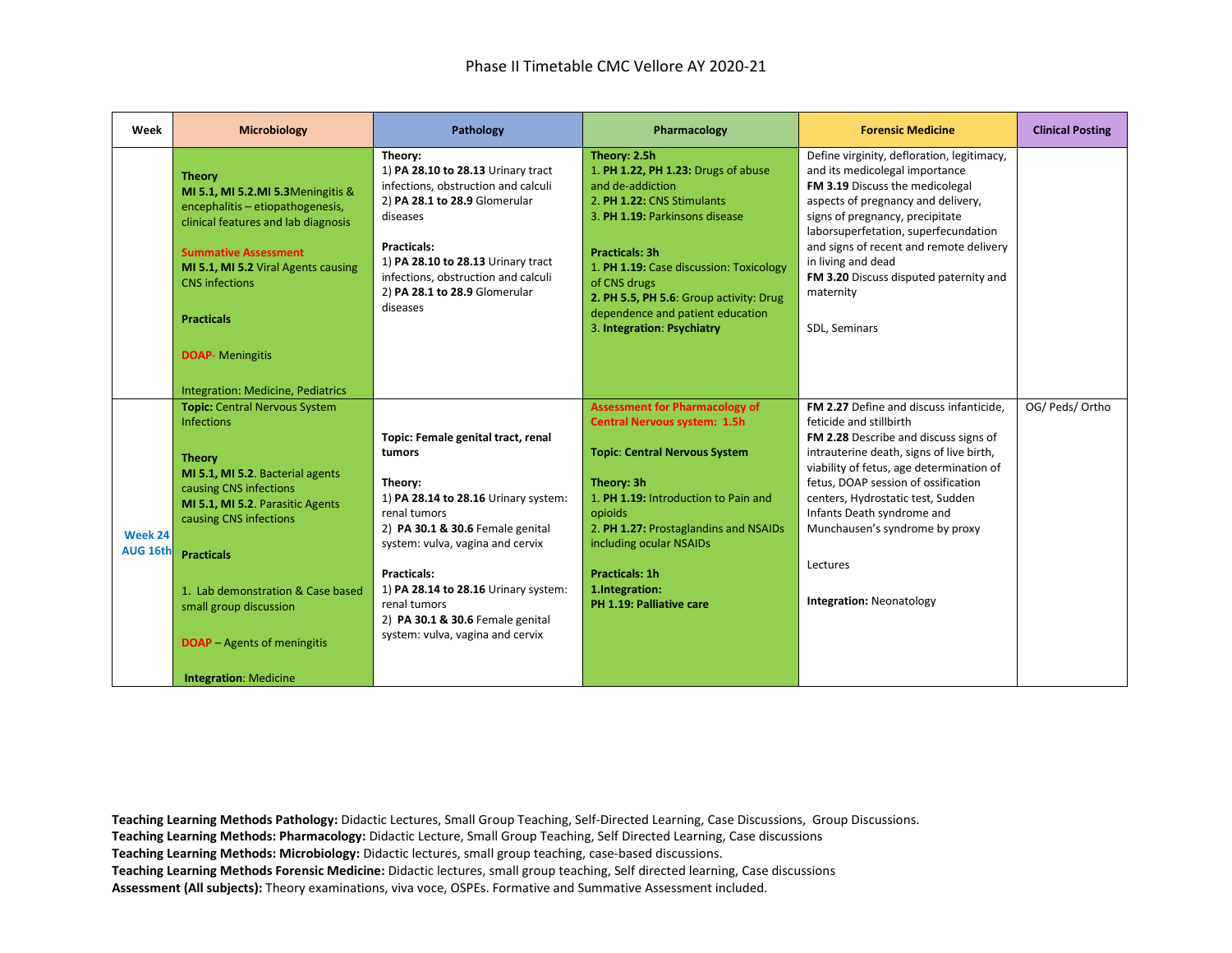# Phase II Timetable CMC Vellore AY 2020-21

| Week | Microbiology | Pathology | Pharmacology | Forensic Medicine | Clinical Posting |
|---|---|---|---|---|---|
| | **Theory**<br>**MI 5.1, MI 5.2.MI 5.3**Meningitis & encephalitis – etiopathogenesis, clinical features and lab diagnosis<br><br>**Summative Assessment**<br>**MI 5.1, MI 5.2** Viral Agents causing CNS infections<br><br>**Practicals**<br><br>**DOAP**- Meningitis<br><br>Integration: Medicine, Pediatrics | **Theory:**<br>1) **PA 28.10 to 28.13** Urinary tract infections, obstruction and calculi<br>2) **PA 28.1 to 28.9** Glomerular diseases<br><br>**Practicals:**<br>1) **PA 28.10 to 28.13** Urinary tract infections, obstruction and calculi<br>2) **PA 28.1 to 28.9** Glomerular diseases | **Theory: 2.5h**<br>1. **PH 1.22, PH 1.23:** Drugs of abuse and de-addiction<br>2. **PH 1.22:** CNS Stimulants<br>3. **PH 1.19:** Parkinsons disease<br><br>**Practicals: 3h**<br>1. **PH 1.19:** Case discussion: Toxicology of CNS drugs<br>**2. PH 5.5, PH 5.6**: Group activity: Drug dependence and patient education<br>3. **Integration**: **Psychiatry** | Define virginity, defloration, legitimacy, and its medicolegal importance<br>**FM 3.19** Discuss the medicolegal aspects of pregnancy and delivery, signs of pregnancy, precipitate laborsuperfetation, superfecundation and signs of recent and remote delivery in living and dead<br>**FM 3.20** Discuss disputed paternity and maternity<br><br>SDL, Seminars | |
| **Week 24 AUG 16th** | **Topic:** Central Nervous System Infections<br><br>**Theory**<br>**MI 5.1, MI 5.2**. Bacterial agents causing CNS infections<br>**MI 5.1, MI 5.2**. Parasitic Agents causing CNS infections<br><br>**Practicals**<br><br>1. Lab demonstration & Case based small group discussion<br><br>**DOAP** – Agents of meningitis<br><br>**Integration**: Medicine | **Topic: Female genital tract, renal tumors**<br><br>**Theory:**<br>1) **PA 28.14 to 28.16** Urinary system: renal tumors<br>2) **PA 30.1 & 30.6** Female genital system: vulva, vagina and cervix<br><br>**Practicals:**<br>1) **PA 28.14 to 28.16** Urinary system: renal tumors<br>2) **PA 30.1 & 30.6** Female genital system: vulva, vagina and cervix | **Assessment for Pharmacology of Central Nervous system: 1.5h**<br><br>**Topic**: **Central Nervous System**<br><br>**Theory: 3h**<br>1. **PH 1.19:** Introduction to Pain and opioids<br>2. **PH 1.27:** Prostaglandins and NSAIDs including ocular NSAIDs<br><br>**Practicals: 1h**<br>**1.Integration:**<br>**PH 1.19: Palliative care** | **FM 2.27** Define and discuss infanticide, feticide and stillbirth<br>**FM 2.28** Describe and discuss signs of intrauterine death, signs of live birth, viability of fetus, age determination of fetus, DOAP session of ossification centers, Hydrostatic test, Sudden Infants Death syndrome and Munchausen's syndrome by proxy<br><br>Lectures<br><br>**Integration:** Neonatology | OG/ Peds/ Ortho |

**Teaching Learning Methods Pathology:** Didactic Lectures, Small Group Teaching, Self-Directed Learning, Case Discussions, Group Discussions.
**Teaching Learning Methods: Pharmacology:** Didactic Lecture, Small Group Teaching, Self Directed Learning, Case discussions
**Teaching Learning Methods: Microbiology:** Didactic lectures, small group teaching, case-based discussions.
**Teaching Learning Methods Forensic Medicine:** Didactic lectures, small group teaching, Self directed learning, Case discussions
**Assessment (All subjects):** Theory examinations, viva voce, OSPEs. Formative and Summative Assessment included.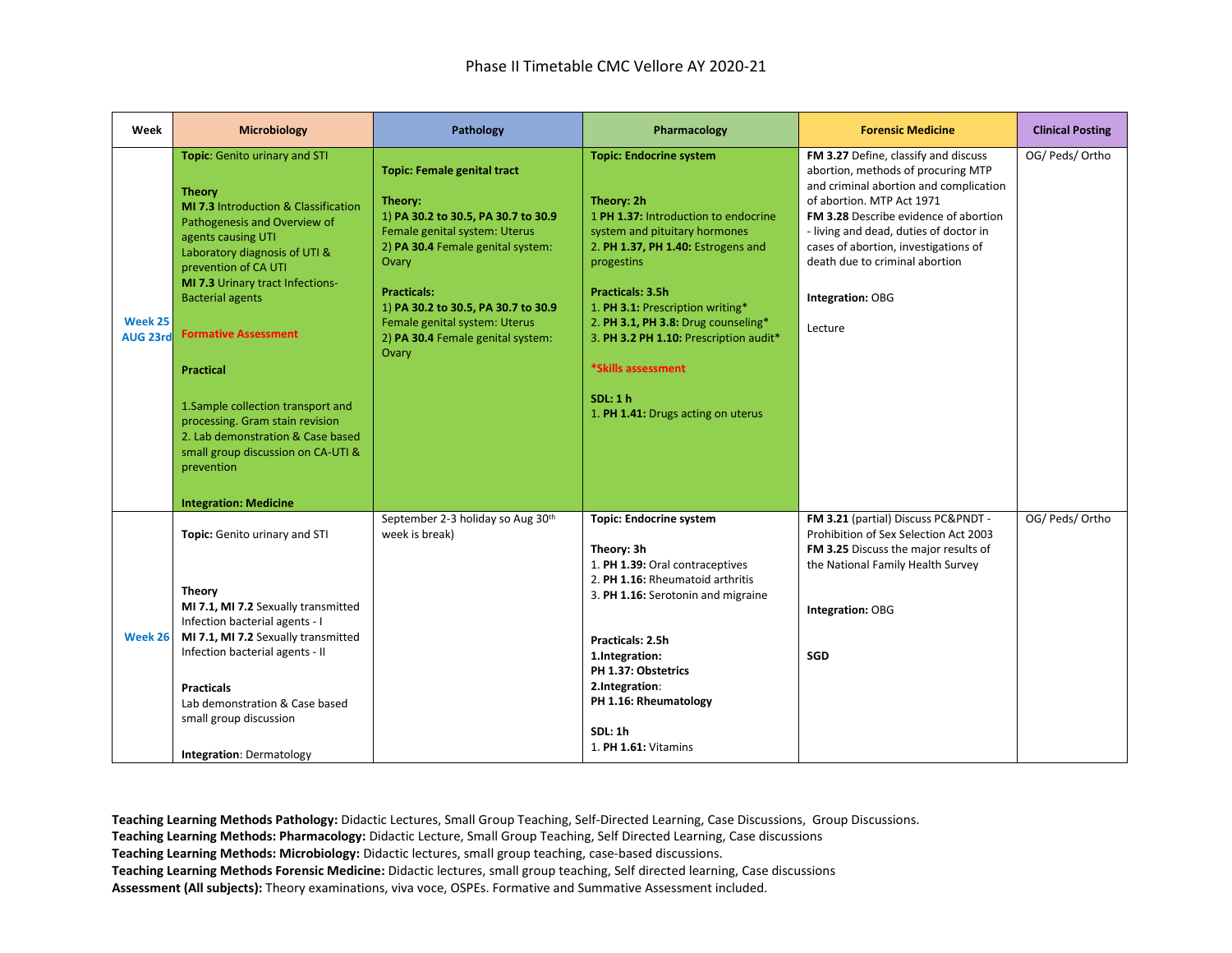# Phase II Timetable CMC Vellore AY 2020-21

| Week | Microbiology | Pathology | Pharmacology | Forensic Medicine | Clinical Posting |
|---|---|---|---|---|---|
| **Week 25 AUG 23rd** | **Topic**: Genito urinary and STI<br><br>**Theory**<br>**MI 7.3** Introduction & Classification Pathogenesis and Overview of agents causing UTI<br>Laboratory diagnosis of UTI & prevention of CA UTI<br>**MI 7.3** Urinary tract Infections-Bacterial agents<br><br>**Formative Assessment**<br><br>**Practical**<br><br>1.Sample collection transport and processing. Gram stain revision<br>2. Lab demonstration & Case based small group discussion on CA-UTI & prevention<br><br>**Integration: Medicine** | **Topic: Female genital tract**<br><br>**Theory:**<br>1) **PA 30.2 to 30.5, PA 30.7 to 30.9** Female genital system: Uterus<br>2) **PA 30.4** Female genital system: Ovary<br><br>**Practicals:**<br>1) **PA 30.2 to 30.5, PA 30.7 to 30.9** Female genital system: Uterus<br>2) **PA 30.4** Female genital system: Ovary | **Topic: Endocrine system**<br><br>**Theory: 2h**<br>1 **PH 1.37:** Introduction to endocrine system and pituitary hormones<br>2. **PH 1.37, PH 1.40:** Estrogens and progestins<br><br>**Practicals: 3.5h**<br>1. **PH 3.1:** Prescription writing*<br>2. **PH 3.1, PH 3.8:** Drug counseling*<br>3. **PH 3.2 PH 1.10:** Prescription audit*<br><br>***Skills assessment**<br><br>**SDL: 1 h**<br>1. **PH 1.41:** Drugs acting on uterus | **FM 3.27** Define, classify and discuss abortion, methods of procuring MTP and criminal abortion and complication of abortion. MTP Act 1971<br>**FM 3.28** Describe evidence of abortion - living and dead, duties of doctor in cases of abortion, investigations of death due to criminal abortion<br><br>**Integration:** OBG<br><br>Lecture | OG/ Peds/ Ortho |
| **Week 26** | **Topic:** Genito urinary and STI<br><br>**Theory**<br>**MI 7.1, MI 7.2** Sexually transmitted Infection bacterial agents - I<br>**MI 7.1, MI 7.2** Sexually transmitted Infection bacterial agents - II<br><br>**Practicals**<br>Lab demonstration & Case based small group discussion<br><br>**Integration**: Dermatology | September 2-3 holiday so Aug 30th week is break) | **Topic: Endocrine system**<br><br>**Theory: 3h**<br>1. **PH 1.39:** Oral contraceptives<br>2. **PH 1.16:** Rheumatoid arthritis<br>3. **PH 1.16:** Serotonin and migraine<br><br>**Practicals: 2.5h**<br>**1.Integration:**<br>**PH 1.37: Obstetrics**<br>**2.Integration**:<br>**PH 1.16: Rheumatology**<br><br>**SDL: 1h**<br>1. **PH 1.61:** Vitamins | **FM 3.21** (partial) Discuss PC&PNDT - Prohibition of Sex Selection Act 2003<br>**FM 3.25** Discuss the major results of the National Family Health Survey<br><br>**Integration:** OBG<br><br>**SGD** | OG/ Peds/ Ortho |

**Teaching Learning Methods Pathology:** Didactic Lectures, Small Group Teaching, Self-Directed Learning, Case Discussions, Group Discussions.
**Teaching Learning Methods: Pharmacology:** Didactic Lecture, Small Group Teaching, Self Directed Learning, Case discussions
**Teaching Learning Methods: Microbiology:** Didactic lectures, small group teaching, case-based discussions.
**Teaching Learning Methods Forensic Medicine:** Didactic lectures, small group teaching, Self directed learning, Case discussions
**Assessment (All subjects):** Theory examinations, viva voce, OSPEs. Formative and Summative Assessment included.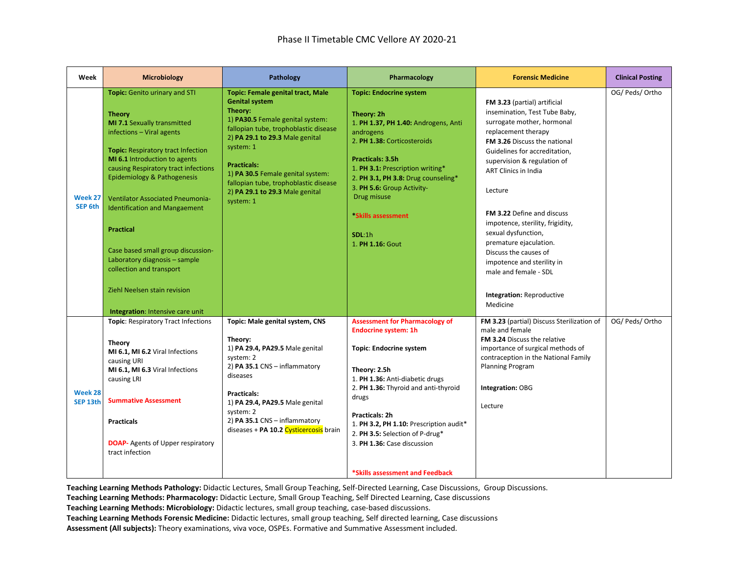# Phase II Timetable CMC Vellore AY 2020-21

| Week | Microbiology | Pathology | Pharmacology | Forensic Medicine | Clinical Posting |
|---|---|---|---|---|---|
| **Week 27 SEP 6th** | **Topic:** Genito urinary and STI<br><br>**Theory**<br>**MI 7.1** Sexually transmitted infections – Viral agents<br><br>**Topic:** Respiratory tract Infection<br>**MI 6.1** Introduction to agents causing Respiratory tract infections Epidemiology & Pathogenesis<br><br>Ventilator Associated Pneumonia- Identification and Mangaement<br><br>**Practical**<br><br>Case based small group discussion- Laboratory diagnosis – sample collection and transport<br><br>Ziehl Neelsen stain revision<br><br>**Integration**: Intensive care unit | **Topic: Female genital tract, Male Genital system**<br>**Theory:**<br>1) **PA30.5** Female genital system: fallopian tube, trophoblastic disease<br>2) **PA 29.1 to 29.3** Male genital system: 1<br><br>**Practicals:**<br>1) **PA 30.5** Female genital system: fallopian tube, trophoblastic disease<br>2) **PA 29.1 to 29.3** Male genital system: 1 | **Topic: Endocrine system**<br><br>**Theory: 2h**<br>1. **PH 1.37, PH 1.40:** Androgens, Anti androgens<br>2. **PH 1.38:** Corticosteroids<br><br>**Practicals: 3.5h**<br>1. **PH 3.1:** Prescription writing*<br>2. **PH 3.1, PH 3.8:** Drug counseling*<br>3. **PH 5.6:** Group Activity- Drug misuse<br><br>***Skills assessment**<br><br>**SDL**:1h<br>1. **PH 1.16:** Gout | **FM 3.23** (partial) artificial insemination, Test Tube Baby, surrogate mother, hormonal replacement therapy<br>**FM 3.26** Discuss the national Guidelines for accreditation, supervision & regulation of ART Clinics in India<br><br>Lecture<br><br>**FM 3.22** Define and discuss impotence, sterility, frigidity, sexual dysfunction, premature ejaculation. Discuss the causes of impotence and sterility in male and female - SDL<br><br>**Integration:** Reproductive Medicine | OG/ Peds/ Ortho |
| **Week 28 SEP 13th** | **Topic**: Respiratory Tract Infections<br><br>**Theory**<br>**MI 6.1, MI 6.2** Viral Infections causing URI<br>**MI 6.1, MI 6.3** Viral Infections causing LRI<br><br>**Summative Assessment**<br><br>**Practicals**<br><br>**DOAP-** Agents of Upper respiratory tract infection | **Topic: Male genital system, CNS**<br><br>**Theory:**<br>1) **PA 29.4, PA29.5** Male genital system: 2<br>2) **PA 35.1** CNS – inflammatory diseases<br><br>**Practicals:**<br>1) **PA 29.4, PA29.5** Male genital system: 2<br>2) **PA 35.1** CNS – inflammatory diseases + **PA 10.2** Cysticercosis brain | **Assessment for Pharmacology of Endocrine system: 1h**<br><br>**Topic**: **Endocrine system**<br><br>**Theory: 2.5h**<br>1. **PH 1.36:** Anti-diabetic drugs<br>2. **PH 1.36:** Thyroid and anti-thyroid drugs<br><br>**Practicals: 2h**<br>1. **PH 3.2, PH 1.10:** Prescription audit*<br>2. **PH 3.5:** Selection of P-drug*<br>3. **PH 1.36:** Case discussion<br><br>***Skills assessment and Feedback** | **FM 3.23** (partial) Discuss Sterilization of male and female<br>**FM 3.24** Discuss the relative importance of surgical methods of contraception in the National Family Planning Program<br><br>**Integration:** OBG<br><br>Lecture | OG/ Peds/ Ortho |

**Teaching Learning Methods Pathology:** Didactic Lectures, Small Group Teaching, Self-Directed Learning, Case Discussions, Group Discussions.
**Teaching Learning Methods: Pharmacology:** Didactic Lecture, Small Group Teaching, Self Directed Learning, Case discussions
**Teaching Learning Methods: Microbiology:** Didactic lectures, small group teaching, case-based discussions.
**Teaching Learning Methods Forensic Medicine:** Didactic lectures, small group teaching, Self directed learning, Case discussions
**Assessment (All subjects):** Theory examinations, viva voce, OSPEs. Formative and Summative Assessment included.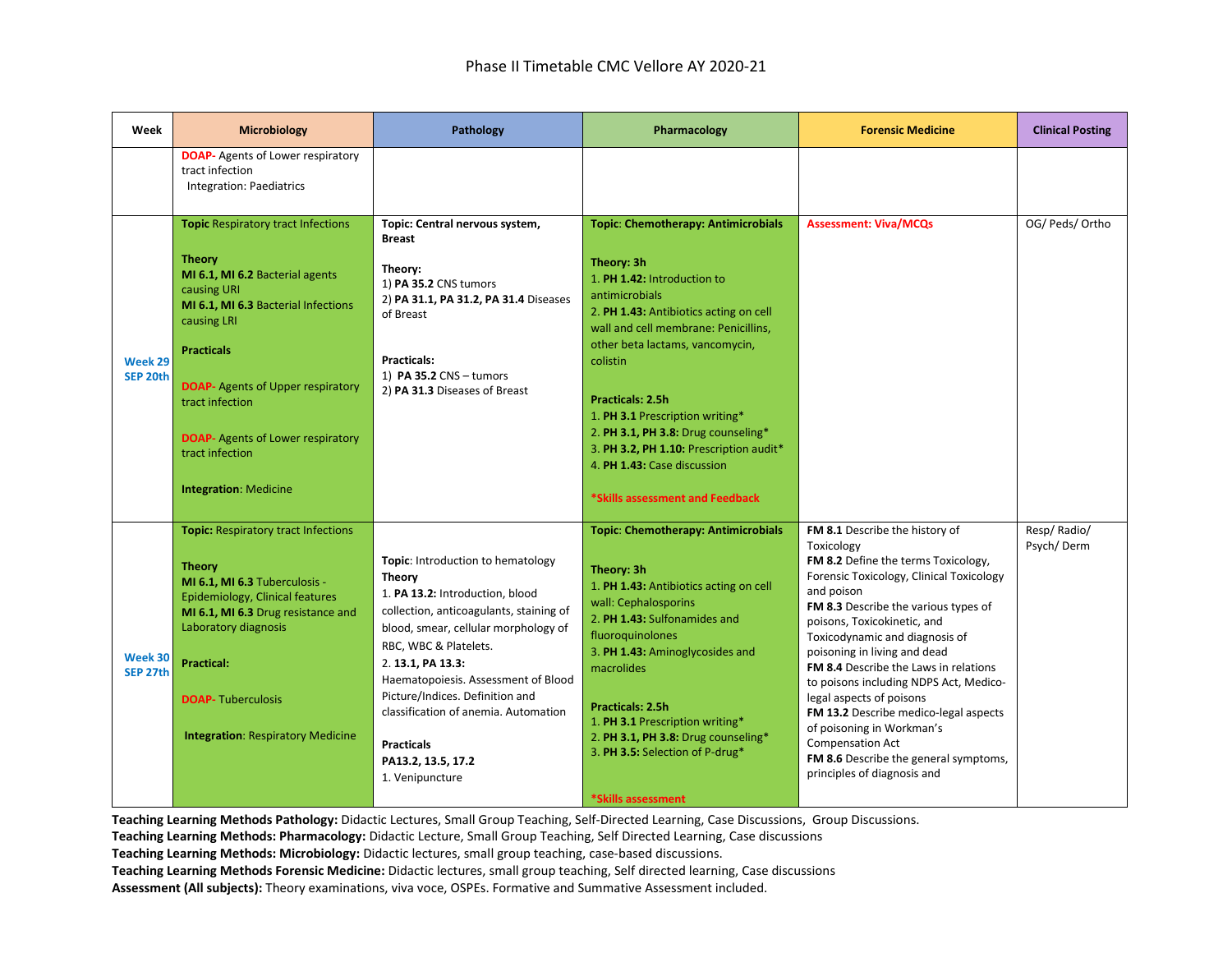# Phase II Timetable CMC Vellore AY 2020-21

| Week | Microbiology | Pathology | Pharmacology | Forensic Medicine | Clinical Posting |
|---|---|---|---|---|---|
| | **DOAP-** Agents of Lower respiratory tract infection<br>Integration: Paediatrics | | | | |
| **Week 29 SEP 20th** | **Topic** Respiratory tract Infections<br><br>**Theory**<br>**MI 6.1, MI 6.2** Bacterial agents causing URI<br>**MI 6.1, MI 6.3** Bacterial Infections causing LRI<br><br>**Practicals**<br><br>**DOAP-** Agents of Upper respiratory tract infection<br><br>**DOAP-** Agents of Lower respiratory tract infection<br><br>**Integration**: Medicine | **Topic: Central nervous system, Breast**<br><br>**Theory:**<br>1) **PA 35.2** CNS tumors<br>2) **PA 31.1, PA 31.2, PA 31.4** Diseases of Breast<br><br>**Practicals:**<br>1) **PA 35.2** CNS – tumors<br>2) **PA 31.3** Diseases of Breast | **Topic**: **Chemotherapy: Antimicrobials**<br><br>**Theory: 3h**<br>1. **PH 1.42:** Introduction to antimicrobials<br>2. **PH 1.43:** Antibiotics acting on cell wall and cell membrane: Penicillins, other beta lactams, vancomycin, colistin<br><br>**Practicals: 2.5h**<br>1. **PH 3.1** Prescription writing*<br>2. **PH 3.1, PH 3.8:** Drug counseling*<br>3. **PH 3.2, PH 1.10:** Prescription audit*<br>4. **PH 1.43:** Case discussion<br><br>***Skills assessment and Feedback** | **Assessment: Viva/MCQs** | OG/ Peds/ Ortho |
| **Week 30 SEP 27th** | **Topic:** Respiratory tract Infections<br><br>**Theory**<br>**MI 6.1, MI 6.3** Tuberculosis - Epidemiology, Clinical features<br>**MI 6.1, MI 6.3** Drug resistance and Laboratory diagnosis<br><br>**Practical:**<br><br>**DOAP-** Tuberculosis<br><br>**Integration**: Respiratory Medicine | **Topic**: Introduction to hematology<br>**Theory**<br>1. **PA 13.2:** Introduction, blood collection, anticoagulants, staining of blood, smear, cellular morphology of RBC, WBC & Platelets.<br>2. **13.1, PA 13.3:** Haematopoiesis. Assessment of Blood Picture/Indices. Definition and classification of anemia. Automation<br><br>**Practicals**<br>**PA13.2, 13.5, 17.2**<br>1. Venipuncture | **Topic**: **Chemotherapy: Antimicrobials**<br><br>**Theory: 3h**<br>1. **PH 1.43:** Antibiotics acting on cell wall: Cephalosporins<br>2. **PH 1.43:** Sulfonamides and fluoroquinolones<br>3. **PH 1.43:** Aminoglycosides and macrolides<br><br>**Practicals: 2.5h**<br>1. **PH 3.1** Prescription writing*<br>2. **PH 3.1, PH 3.8:** Drug counseling*<br>3. **PH 3.5:** Selection of P-drug*<br><br>***Skills assessment** | **FM 8.1** Describe the history of Toxicology<br>**FM 8.2** Define the terms Toxicology, Forensic Toxicology, Clinical Toxicology and poison<br>**FM 8.3** Describe the various types of poisons, Toxicokinetic, and Toxicodynamic and diagnosis of poisoning in living and dead<br>**FM 8.4** Describe the Laws in relations to poisons including NDPS Act, Medico-legal aspects of poisons<br>**FM 13.2** Describe medico-legal aspects of poisoning in Workman's Compensation Act<br>**FM 8.6** Describe the general symptoms, principles of diagnosis and | Resp/ Radio/ Psych/ Derm |

**Teaching Learning Methods Pathology:** Didactic Lectures, Small Group Teaching, Self-Directed Learning, Case Discussions, Group Discussions.
**Teaching Learning Methods: Pharmacology:** Didactic Lecture, Small Group Teaching, Self Directed Learning, Case discussions
**Teaching Learning Methods: Microbiology:** Didactic lectures, small group teaching, case-based discussions.
**Teaching Learning Methods Forensic Medicine:** Didactic lectures, small group teaching, Self directed learning, Case discussions
**Assessment (All subjects):** Theory examinations, viva voce, OSPEs. Formative and Summative Assessment included.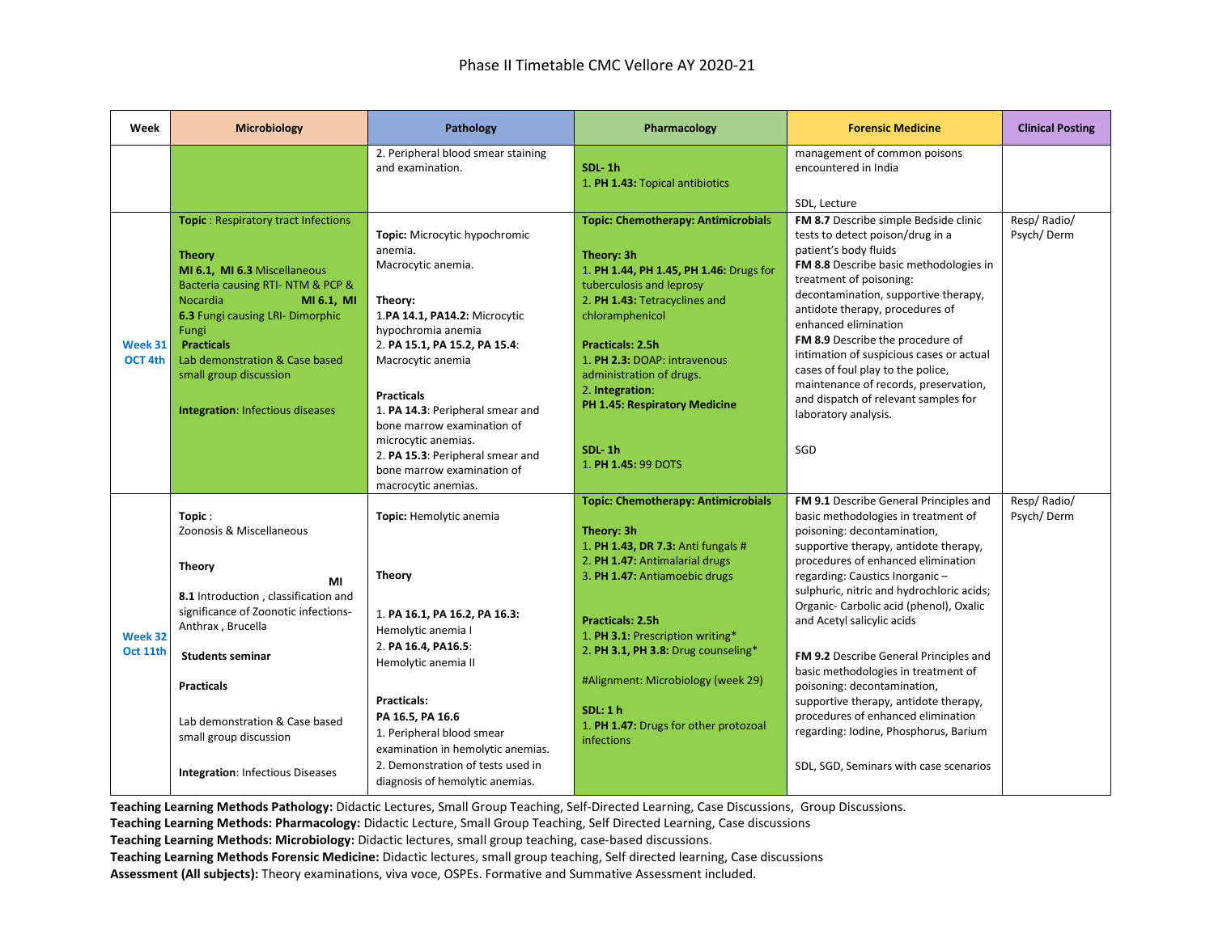# Phase II Timetable CMC Vellore AY 2020-21

| Week | Microbiology | Pathology | Pharmacology | Forensic Medicine | Clinical Posting |
|---|---|---|---|---|---|
| | | 2. Peripheral blood smear staining and examination. | **SDL- 1h**<br>1. **PH 1.43:** Topical antibiotics | management of common poisons encountered in India<br><br>SDL, Lecture | |
| **Week 31 OCT 4th** | **Topic** : Respiratory tract Infections<br><br>**Theory**<br>**MI 6.1, MI 6.3** Miscellaneous Bacteria causing RTI- NTM & PCP & Nocardia **MI 6.1, MI 6.3** Fungi causing LRI- Dimorphic Fungi<br>**Practicals**<br>Lab demonstration & Case based small group discussion<br><br>**Integration**: Infectious diseases | **Topic:** Microcytic hypochromic anemia.<br>Macrocytic anemia.<br><br>**Theory:**<br>1.**PA 14.1, PA14.2:** Microcytic hypochromia anemia<br>2. **PA 15.1, PA 15.2, PA 15.4**: Macrocytic anemia<br><br>**Practicals**<br>1. **PA 14.3**: Peripheral smear and bone marrow examination of microcytic anemias.<br>2. **PA 15.3**: Peripheral smear and bone marrow examination of macrocytic anemias. | **Topic: Chemotherapy: Antimicrobials**<br><br>**Theory: 3h**<br>1. **PH 1.44, PH 1.45, PH 1.46:** Drugs for tuberculosis and leprosy<br>2. **PH 1.43:** Tetracyclines and chloramphenicol<br><br>**Practicals: 2.5h**<br>1. **PH 2.3:** DOAP: intravenous administration of drugs.<br>2. **Integration**:<br>**PH 1.45: Respiratory Medicine**<br><br>**SDL- 1h**<br>1. **PH 1.45:** 99 DOTS | **FM 8.7** Describe simple Bedside clinic tests to detect poison/drug in a patient's body fluids<br>**FM 8.8** Describe basic methodologies in treatment of poisoning: decontamination, supportive therapy, antidote therapy, procedures of enhanced elimination<br>**FM 8.9** Describe the procedure of intimation of suspicious cases or actual cases of foul play to the police, maintenance of records, preservation, and dispatch of relevant samples for laboratory analysis.<br><br>SGD | Resp/ Radio/ Psych/ Derm |
| **Week 32 Oct 11th** | **Topic** :<br>Zoonosis & Miscellaneous<br><br>**Theory**<br>**MI 8.1** Introduction , classification and significance of Zoonotic infections-Anthrax , Brucella<br><br>**Students seminar**<br><br>**Practicals**<br><br>Lab demonstration & Case based small group discussion<br><br>**Integration**: Infectious Diseases | **Topic:** Hemolytic anemia<br><br>**Theory**<br><br>1. **PA 16.1, PA 16.2, PA 16.3:** Hemolytic anemia I<br>2. **PA 16.4, PA16.5**: Hemolytic anemia II<br><br>**Practicals:**<br>**PA 16.5, PA 16.6**<br>1. Peripheral blood smear examination in hemolytic anemias.<br>2. Demonstration of tests used in diagnosis of hemolytic anemias. | **Topic: Chemotherapy: Antimicrobials**<br><br>**Theory: 3h**<br>1. **PH 1.43, DR 7.3:** Anti fungals #<br>2. **PH 1.47:** Antimalarial drugs<br>3. **PH 1.47:** Antiamoebic drugs<br><br>**Practicals: 2.5h**<br>1. **PH 3.1:** Prescription writing*<br>2. **PH 3.1, PH 3.8:** Drug counseling*<br><br>#Alignment: Microbiology (week 29)<br><br>**SDL: 1 h**<br>1. **PH 1.47:** Drugs for other protozoal infections | **FM 9.1** Describe General Principles and basic methodologies in treatment of poisoning: decontamination, supportive therapy, antidote therapy, procedures of enhanced elimination regarding: Caustics Inorganic – sulphuric, nitric and hydrochloric acids; Organic- Carbolic acid (phenol), Oxalic and Acetyl salicylic acids<br><br>**FM 9.2** Describe General Principles and basic methodologies in treatment of poisoning: decontamination, supportive therapy, antidote therapy, procedures of enhanced elimination regarding: Iodine, Phosphorus, Barium<br><br>SDL, SGD, Seminars with case scenarios | Resp/ Radio/ Psych/ Derm |

**Teaching Learning Methods Pathology:** Didactic Lectures, Small Group Teaching, Self-Directed Learning, Case Discussions, Group Discussions.
**Teaching Learning Methods: Pharmacology:** Didactic Lecture, Small Group Teaching, Self Directed Learning, Case discussions
**Teaching Learning Methods: Microbiology:** Didactic lectures, small group teaching, case-based discussions.
**Teaching Learning Methods Forensic Medicine:** Didactic lectures, small group teaching, Self directed learning, Case discussions
**Assessment (All subjects):** Theory examinations, viva voce, OSPEs. Formative and Summative Assessment included.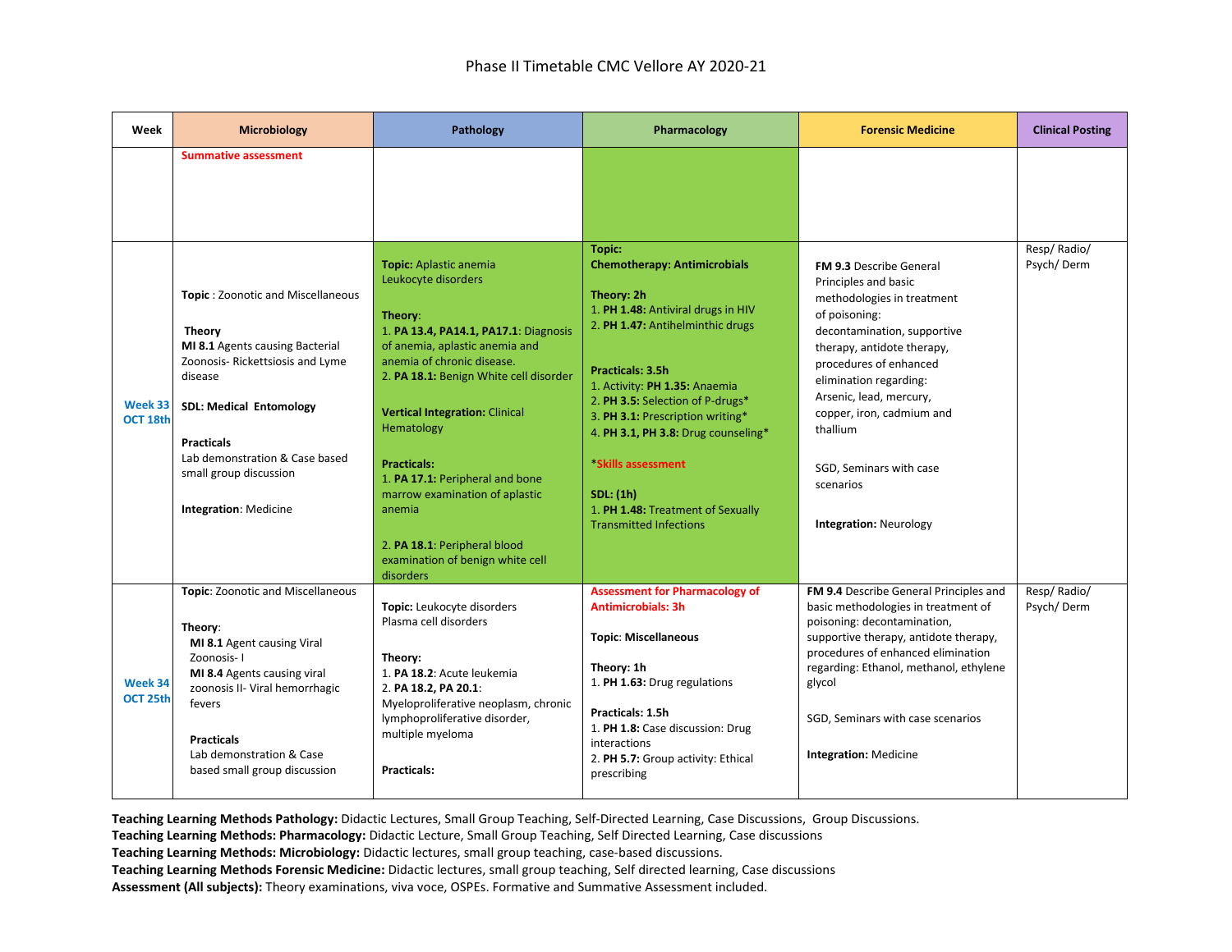# Phase II Timetable CMC Vellore AY 2020-21

| Week | Microbiology | Pathology | Pharmacology | Forensic Medicine | Clinical Posting |
|---|---|---|---|---|---|
| | **Summative assessment** | | | | |
| **Week 33 OCT 18th** | **Topic** : Zoonotic and Miscellaneous<br><br>**Theory**<br>**MI 8.1** Agents causing Bacterial Zoonosis- Rickettsiosis and Lyme disease<br><br>**SDL: Medical Entomology**<br><br>**Practicals**<br>Lab demonstration & Case based small group discussion<br><br>**Integration**: Medicine | **Topic:** Aplastic anemia<br>Leukocyte disorders<br><br>**Theory**:<br>1. **PA 13.4, PA14.1, PA17.1**: Diagnosis of anemia, aplastic anemia and anemia of chronic disease.<br>2. **PA 18.1:** Benign White cell disorder<br><br>**Vertical Integration:** Clinical Hematology<br><br>**Practicals:**<br>1. **PA 17.1:** Peripheral and bone marrow examination of aplastic anemia<br><br>2. **PA 18.1**: Peripheral blood examination of benign white cell disorders | **Topic:**<br>**Chemotherapy: Antimicrobials**<br><br>**Theory: 2h**<br>1. **PH 1.48:** Antiviral drugs in HIV<br>2. **PH 1.47:** Antihelminthic drugs<br><br>**Practicals: 3.5h**<br>1. Activity: **PH 1.35:** Anaemia<br>2. **PH 3.5:** Selection of P-drugs*<br>3. **PH 3.1:** Prescription writing*<br>4. **PH 3.1, PH 3.8:** Drug counseling*<br><br>***Skills assessment**<br><br>**SDL: (1h)**<br>1. **PH 1.48:** Treatment of Sexually Transmitted Infections | **FM 9.3** Describe General Principles and basic methodologies in treatment of poisoning: decontamination, supportive therapy, antidote therapy, procedures of enhanced elimination regarding: Arsenic, lead, mercury, copper, iron, cadmium and thallium<br><br>SGD, Seminars with case scenarios<br><br>**Integration:** Neurology | Resp/ Radio/ Psych/ Derm |
| **Week 34 OCT 25th** | **Topic**: Zoonotic and Miscellaneous<br><br>**Theory**:<br>**MI 8.1** Agent causing Viral Zoonosis- I<br>**MI 8.4** Agents causing viral zoonosis II- Viral hemorrhagic fevers<br><br>**Practicals**<br>Lab demonstration & Case based small group discussion | **Topic:** Leukocyte disorders<br>Plasma cell disorders<br><br>**Theory:**<br>1. **PA 18.2**: Acute leukemia<br>2. **PA 18.2, PA 20.1**: Myeloproliferative neoplasm, chronic lymphoproliferative disorder, multiple myeloma<br><br>**Practicals:** | **Assessment for Pharmacology of Antimicrobials: 3h**<br><br>**Topic**: **Miscellaneous**<br><br>**Theory: 1h**<br>1. **PH 1.63:** Drug regulations<br><br>**Practicals: 1.5h**<br>1. **PH 1.8:** Case discussion: Drug interactions<br>2. **PH 5.7:** Group activity: Ethical prescribing | **FM 9.4** Describe General Principles and basic methodologies in treatment of poisoning: decontamination, supportive therapy, antidote therapy, procedures of enhanced elimination regarding: Ethanol, methanol, ethylene glycol<br><br>SGD, Seminars with case scenarios<br><br>**Integration:** Medicine | Resp/ Radio/ Psych/ Derm |

**Teaching Learning Methods Pathology:** Didactic Lectures, Small Group Teaching, Self-Directed Learning, Case Discussions, Group Discussions.
**Teaching Learning Methods: Pharmacology:** Didactic Lecture, Small Group Teaching, Self Directed Learning, Case discussions
**Teaching Learning Methods: Microbiology:** Didactic lectures, small group teaching, case-based discussions.
**Teaching Learning Methods Forensic Medicine:** Didactic lectures, small group teaching, Self directed learning, Case discussions
**Assessment (All subjects):** Theory examinations, viva voce, OSPEs. Formative and Summative Assessment included.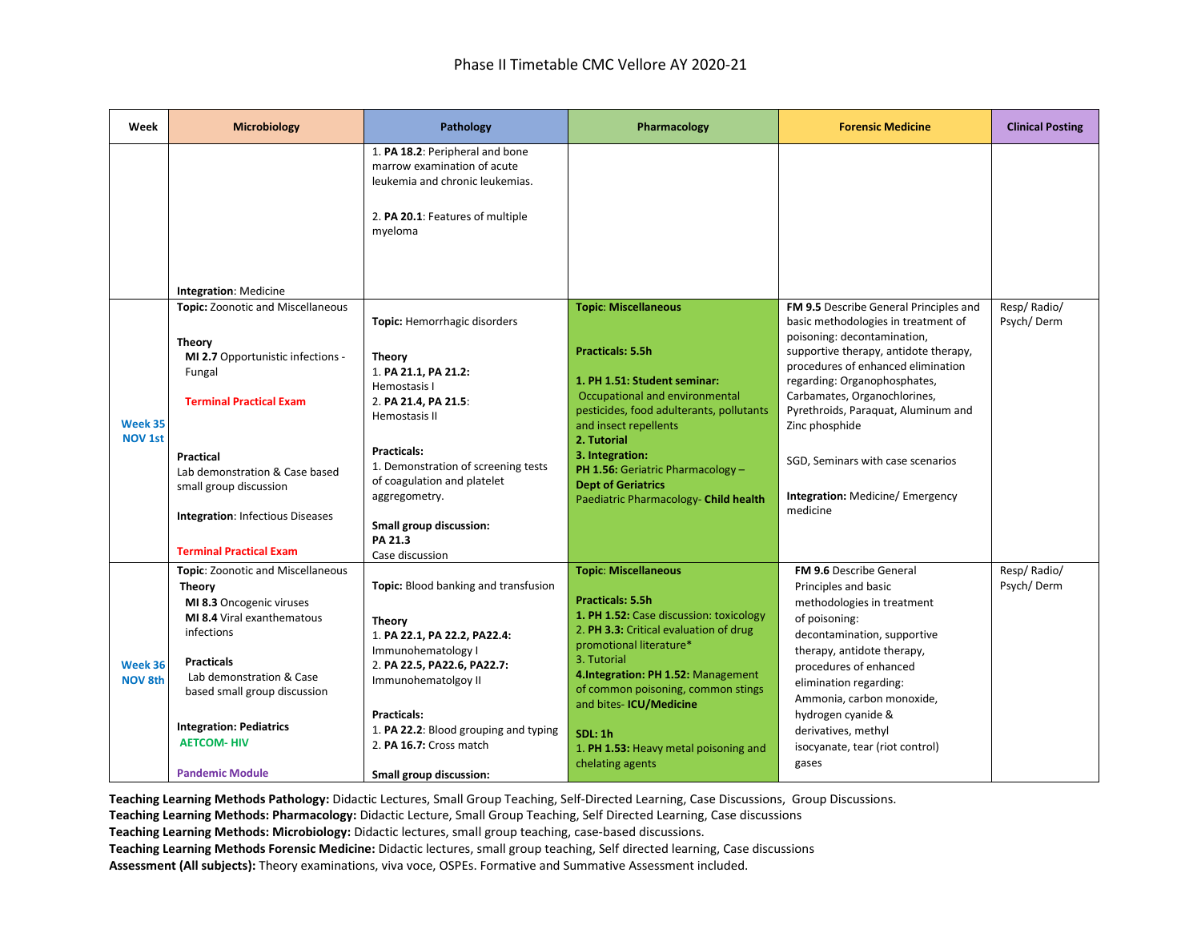# Phase II Timetable CMC Vellore AY 2020-21

| Week | Microbiology | Pathology | Pharmacology | Forensic Medicine | Clinical Posting |
|---|---|---|---|---|---|
| | **Integration**: Medicine | 1. **PA 18.2**: Peripheral and bone marrow examination of acute leukemia and chronic leukemias.<br><br>2. **PA 20.1**: Features of multiple myeloma | | | |
| **Week 35 NOV 1st** | **Topic:** Zoonotic and Miscellaneous<br><br>**Theory**<br>**MI 2.7** Opportunistic infections - Fungal<br><br>**Terminal Practical Exam**<br><br>**Practical**<br>Lab demonstration & Case based small group discussion<br><br>**Integration**: Infectious Diseases<br><br>**Terminal Practical Exam** | **Topic:** Hemorrhagic disorders<br><br>**Theory**<br>1. **PA 21.1, PA 21.2:** Hemostasis I<br>2. **PA 21.4, PA 21.5**: Hemostasis II<br><br>**Practicals:**<br>1. Demonstration of screening tests of coagulation and platelet aggregometry.<br><br>**Small group discussion:**<br>**PA 21.3**<br>Case discussion | **Topic: Miscellaneous**<br><br>**Practicals: 5.5h**<br><br>**1. PH 1.51: Student seminar:** Occupational and environmental pesticides, food adulterants, pollutants and insect repellents<br>**2. Tutorial**<br>**3. Integration:**<br>**PH 1.56:** Geriatric Pharmacology – **Dept of Geriatrics**<br>Paediatric Pharmacology- **Child health** | **FM 9.5** Describe General Principles and basic methodologies in treatment of poisoning: decontamination, supportive therapy, antidote therapy, procedures of enhanced elimination regarding: Organophosphates, Carbamates, Organochlorines, Pyrethroids, Paraquat, Aluminum and Zinc phosphide<br><br>SGD, Seminars with case scenarios<br><br>**Integration:** Medicine/ Emergency medicine | Resp/ Radio/ Psych/ Derm |
| **Week 36 NOV 8th** | **Topic**: Zoonotic and Miscellaneous<br>**Theory**<br>**MI 8.3** Oncogenic viruses<br>**MI 8.4** Viral exanthematous infections<br><br>**Practicals**<br>Lab demonstration & Case based small group discussion<br><br>**Integration: Pediatrics**<br>**AETCOM- HIV**<br><br>**Pandemic Module** | **Topic:** Blood banking and transfusion<br><br>**Theory**<br>1. **PA 22.1, PA 22.2, PA22.4:** Immunohematology I<br>2. **PA 22.5, PA22.6, PA22.7:** Immunohematolgoy II<br><br>**Practicals:**<br>1. **PA 22.2**: Blood grouping and typing<br>2. **PA 16.7:** Cross match<br><br>**Small group discussion:** | **Topic: Miscellaneous**<br><br>**Practicals: 5.5h**<br>**1. PH 1.52:** Case discussion: toxicology<br>2. **PH 3.3:** Critical evaluation of drug promotional literature*<br>3. Tutorial<br>**4.Integration: PH 1.52:** Management of common poisoning, common stings and bites- **ICU/Medicine**<br><br>**SDL: 1h**<br>1. **PH 1.53:** Heavy metal poisoning and chelating agents | **FM 9.6** Describe General Principles and basic methodologies in treatment of poisoning: decontamination, supportive therapy, antidote therapy, procedures of enhanced elimination regarding: Ammonia, carbon monoxide, hydrogen cyanide & derivatives, methyl isocyanate, tear (riot control) gases | Resp/ Radio/ Psych/ Derm |

**Teaching Learning Methods Pathology:** Didactic Lectures, Small Group Teaching, Self-Directed Learning, Case Discussions, Group Discussions.
**Teaching Learning Methods: Pharmacology:** Didactic Lecture, Small Group Teaching, Self Directed Learning, Case discussions
**Teaching Learning Methods: Microbiology:** Didactic lectures, small group teaching, case-based discussions.
**Teaching Learning Methods Forensic Medicine:** Didactic lectures, small group teaching, Self directed learning, Case discussions
**Assessment (All subjects):** Theory examinations, viva voce, OSPEs. Formative and Summative Assessment included.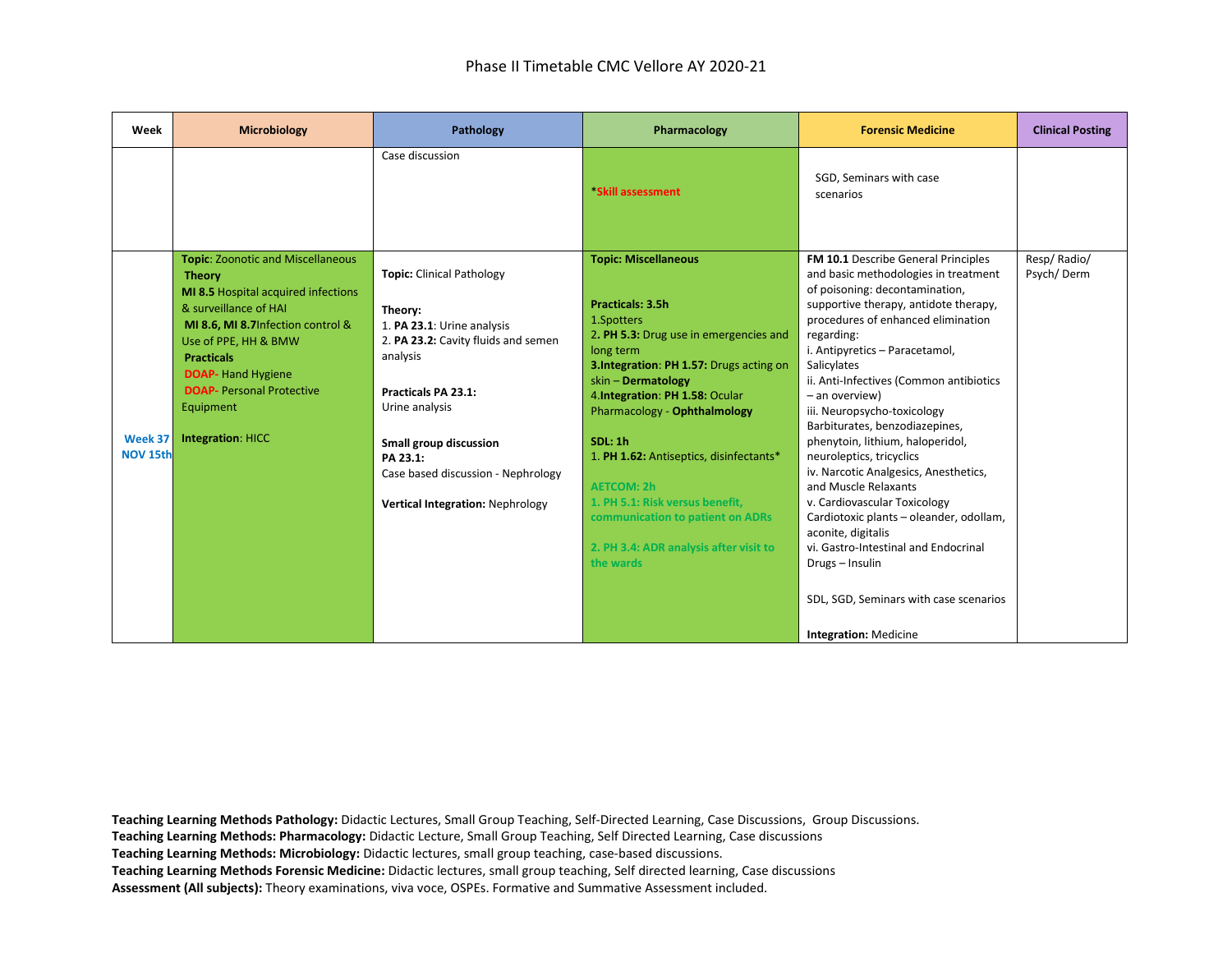Phase II Timetable CMC Vellore AY 2020-21

| Week | Microbiology | Pathology | Pharmacology | Forensic Medicine | Clinical Posting |
|---|---|---|---|---|---|
| | | Case discussion | ***Skill assessment** | SGD, Seminars with case scenarios | |
| **Week 37 NOV 15th** | **Topic**: Zoonotic and Miscellaneous<br>**Theory**<br>**MI 8.5** Hospital acquired infections & surveillance of HAI<br>**MI 8.6, MI 8.7** Infection control & Use of PPE, HH & BMW<br>**Practicals**<br>**DOAP-** Hand Hygiene<br>**DOAP-** Personal Protective Equipment<br><br>**Integration**: HICC | **Topic:** Clinical Pathology<br><br>**Theory:**<br>1. **PA 23.1**: Urine analysis<br>2. **PA 23.2:** Cavity fluids and semen analysis<br><br>**Practicals PA 23.1:**<br>Urine analysis<br><br>**Small group discussion**<br>**PA 23.1:**<br>Case based discussion - Nephrology<br><br>**Vertical Integration:** Nephrology | **Topic: Miscellaneous**<br><br>**Practicals: 3.5h**<br>1.Spotters<br>2. **PH 5.3:** Drug use in emergencies and long term<br>3.**Integration**: **PH 1.57:** Drugs acting on skin – **Dermatology**<br>4.**Integration**: **PH 1.58:** Ocular Pharmacology - **Ophthalmology**<br><br>**SDL: 1h**<br>1. **PH 1.62:** Antiseptics, disinfectants*<br><br>**AETCOM: 2h**<br>**1. PH 5.1: Risk versus benefit, communication to patient on ADRs**<br><br>**2. PH 3.4: ADR analysis after visit to the wards** | **FM 10.1** Describe General Principles and basic methodologies in treatment of poisoning: decontamination, supportive therapy, antidote therapy, procedures of enhanced elimination regarding:<br>i. Antipyretics – Paracetamol, Salicylates<br>ii. Anti-Infectives (Common antibiotics – an overview)<br>iii. Neuropsycho-toxicology Barbiturates, benzodiazepines, phenytoin, lithium, haloperidol, neuroleptics, tricyclics<br>iv. Narcotic Analgesics, Anesthetics, and Muscle Relaxants<br>v. Cardiovascular Toxicology Cardiotoxic plants – oleander, odollam, aconite, digitalis<br>vi. Gastro-Intestinal and Endocrinal Drugs – Insulin<br><br>SDL, SGD, Seminars with case scenarios<br><br>**Integration:** Medicine | Resp/ Radio/ Psych/ Derm |

**Teaching Learning Methods Pathology:** Didactic Lectures, Small Group Teaching, Self-Directed Learning, Case Discussions, Group Discussions.
**Teaching Learning Methods: Pharmacology:** Didactic Lecture, Small Group Teaching, Self Directed Learning, Case discussions
**Teaching Learning Methods: Microbiology:** Didactic lectures, small group teaching, case-based discussions.
**Teaching Learning Methods Forensic Medicine:** Didactic lectures, small group teaching, Self directed learning, Case discussions
**Assessment (All subjects):** Theory examinations, viva voce, OSPEs. Formative and Summative Assessment included.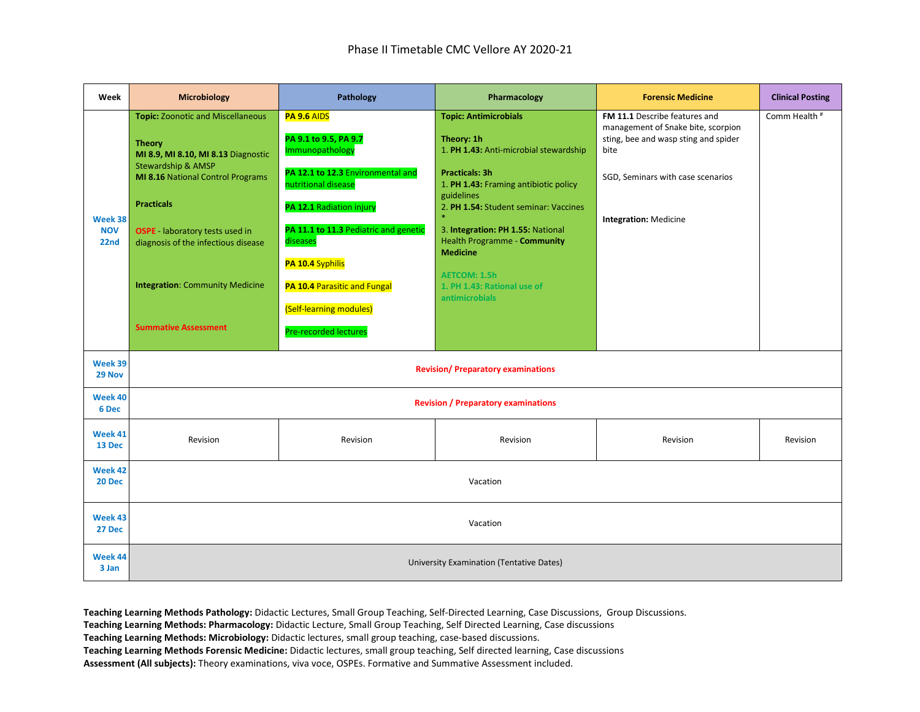# Phase II Timetable CMC Vellore AY 2020-21

| Week | Microbiology | Pathology | Pharmacology | Forensic Medicine | Clinical Posting |
|---|---|---|---|---|---|
| **Week 38 NOV 22nd** | **Topic:** Zoonotic and Miscellaneous<br><br>**Theory**<br>**MI 8.9, MI 8.10, MI 8.13** Diagnostic Stewardship & AMSP<br>**MI 8.16** National Control Programs<br><br>**Practicals**<br><br>**OSPE** - laboratory tests used in diagnosis of the infectious disease<br><br>**Integration**: Community Medicine<br><br>**Summative Assessment** | **PA 9.6** AIDS<br><br>**PA 9.1 to 9.5, PA 9.7** Immunopathology<br><br>**PA 12.1 to 12.3** Environmental and nutritional disease<br><br>**PA 12.1** Radiation injury<br><br>**PA 11.1 to 11.3** Pediatric and genetic diseases<br><br>**PA 10.4** Syphilis<br><br>**PA 10.4** Parasitic and Fungal<br><br>(Self-learning modules)<br><br>Pre-recorded lectures | **Topic: Antimicrobials**<br><br>**Theory: 1h**<br>1. **PH 1.43:** Anti-microbial stewardship<br><br>**Practicals: 3h**<br>1. **PH 1.43:** Framing antibiotic policy guidelines<br>2. **PH 1.54:** Student seminar: Vaccines *<br>3. **Integration: PH 1.55:** National Health Programme - **Community Medicine**<br><br>**AETCOM: 1.5h**<br>**1. PH 1.43: Rational use of antimicrobials** | **FM 11.1** Describe features and management of Snake bite, scorpion sting, bee and wasp sting and spider bite<br><br>SGD, Seminars with case scenarios<br><br>**Integration:** Medicine | Comm Health # |
| **Week 39 29 Nov** | **Revision/ Preparatory examinations** | | | | |
| **Week 40 6 Dec** | **Revision / Preparatory examinations** | | | | |
| **Week 41 13 Dec** | Revision | Revision | Revision | Revision | Revision |
| **Week 42 20 Dec** | Vacation | | | | |
| **Week 43 27 Dec** | Vacation | | | | |
| **Week 44 3 Jan** | University Examination (Tentative Dates) | | | | |

**Teaching Learning Methods Pathology:** Didactic Lectures, Small Group Teaching, Self-Directed Learning, Case Discussions, Group Discussions.
**Teaching Learning Methods: Pharmacology:** Didactic Lecture, Small Group Teaching, Self Directed Learning, Case discussions
**Teaching Learning Methods: Microbiology:** Didactic lectures, small group teaching, case-based discussions.
**Teaching Learning Methods Forensic Medicine:** Didactic lectures, small group teaching, Self directed learning, Case discussions
**Assessment (All subjects):** Theory examinations, viva voce, OSPEs. Formative and Summative Assessment included.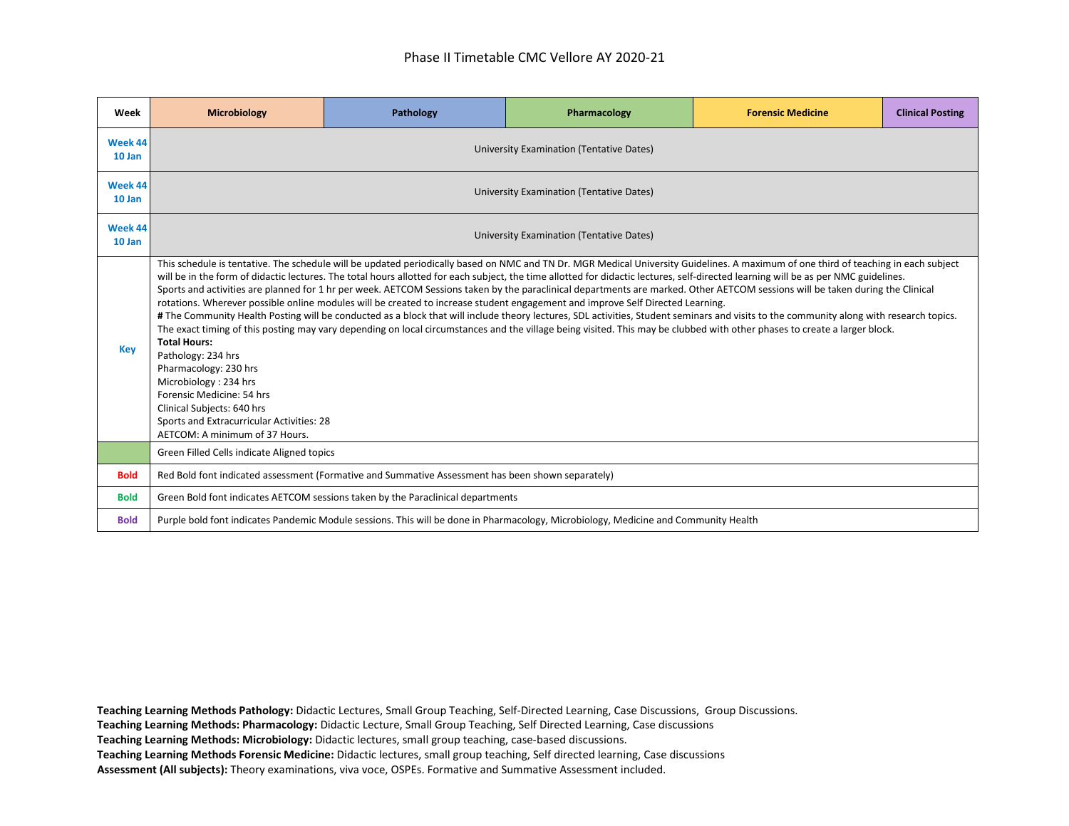# Phase II Timetable CMC Vellore AY 2020-21

| Week | Microbiology | Pathology | Pharmacology | Forensic Medicine | Clinical Posting |
|---|---|---|---|---|---|
| Week 44 10 Jan | University Examination (Tentative Dates) | | | | |
| Week 44 10 Jan | University Examination (Tentative Dates) | | | | |
| Week 44 10 Jan | University Examination (Tentative Dates) | | | | |
| Key | This schedule is tentative. The schedule will be updated periodically based on NMC and TN Dr. MGR Medical University Guidelines. A maximum of one third of teaching in each subject will be in the form of didactic lectures. The total hours allotted for each subject, the time allotted for didactic lectures, self-directed learning will be as per NMC guidelines. Sports and activities are planned for 1 hr per week. AETCOM Sessions taken by the paraclinical departments are marked. Other AETCOM sessions will be taken during the Clinical rotations. Wherever possible online modules will be created to increase student engagement and improve Self Directed Learning. **#** The Community Health Posting will be conducted as a block that will include theory lectures, SDL activities, Student seminars and visits to the community along with research topics. The exact timing of this posting may vary depending on local circumstances and the village being visited. This may be clubbed with other phases to create a larger block. **Total Hours:** Pathology: 234 hrs; Pharmacology: 230 hrs; Microbiology : 234 hrs; Forensic Medicine: 54 hrs; Clinical Subjects: 640 hrs; Sports and Extracurricular Activities: 28; AETCOM: A minimum of 37 Hours. | | | | |
| | Green Filled Cells indicate Aligned topics | | | | |
| **Bold** | Red Bold font indicated assessment (Formative and Summative Assessment has been shown separately) | | | | |
| **Bold** | Green Bold font indicates AETCOM sessions taken by the Paraclinical departments | | | | |
| **Bold** | Purple bold font indicates Pandemic Module sessions. This will be done in Pharmacology, Microbiology, Medicine and Community Health | | | | |

**Teaching Learning Methods Pathology:** Didactic Lectures, Small Group Teaching, Self-Directed Learning, Case Discussions, Group Discussions.
**Teaching Learning Methods: Pharmacology:** Didactic Lecture, Small Group Teaching, Self Directed Learning, Case discussions
**Teaching Learning Methods: Microbiology:** Didactic lectures, small group teaching, case-based discussions.
**Teaching Learning Methods Forensic Medicine:** Didactic lectures, small group teaching, Self directed learning, Case discussions
**Assessment (All subjects):** Theory examinations, viva voce, OSPEs. Formative and Summative Assessment included.